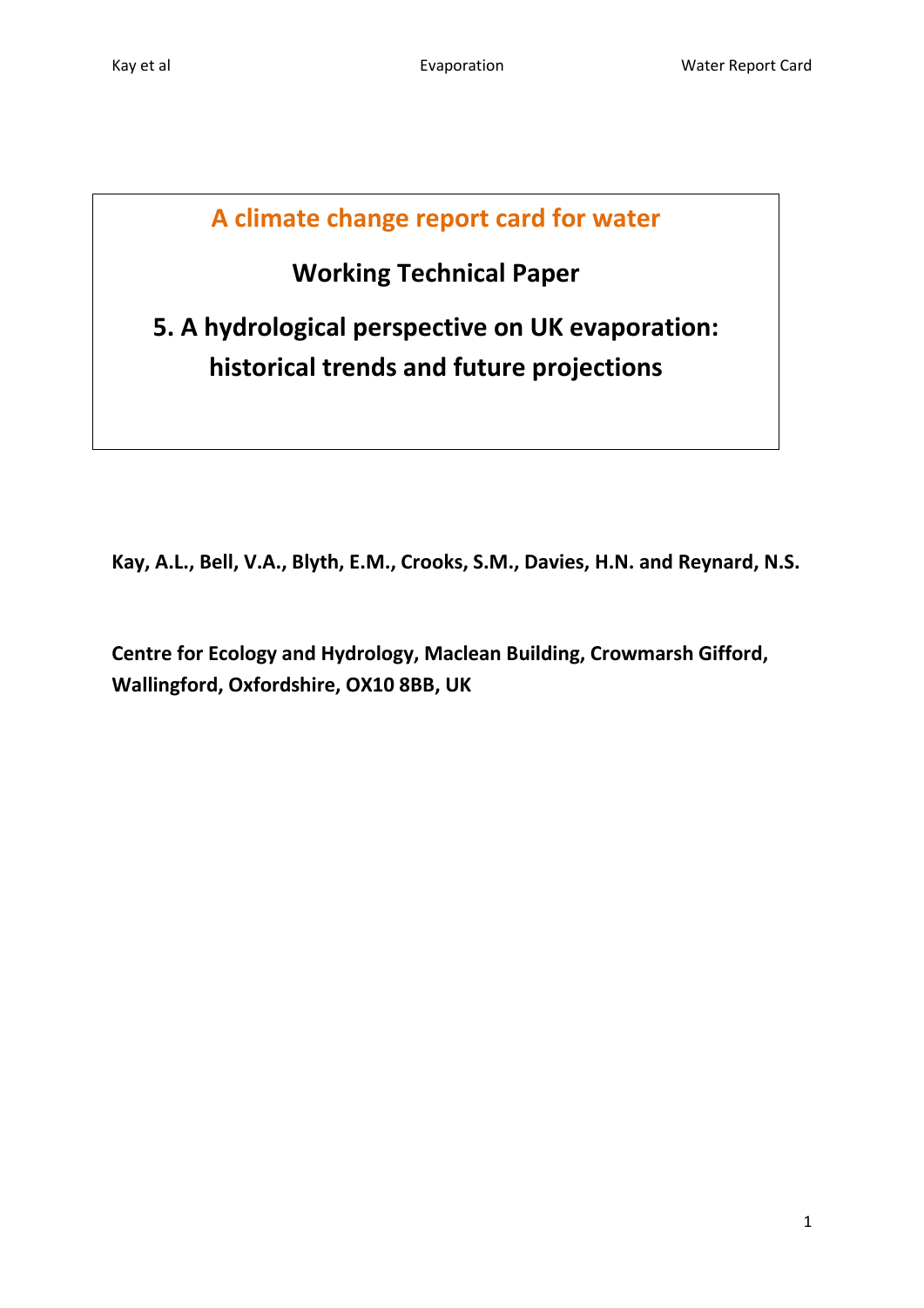# A climate change report card for water

## Working Technical Paper

## 5. A hydrological perspective on UK evaporation: historical trends and future projections

**Kay, A.L., Bell, V.A., Blyth, E.M., Crooks, S.M., Davies, H.N. and Reynard, N.S.**

**Centre for Ecology and Hydrology, Maclean Building, Crowmarsh Gifford, Wallingford, Oxfordshire, OX10 8BB, UK**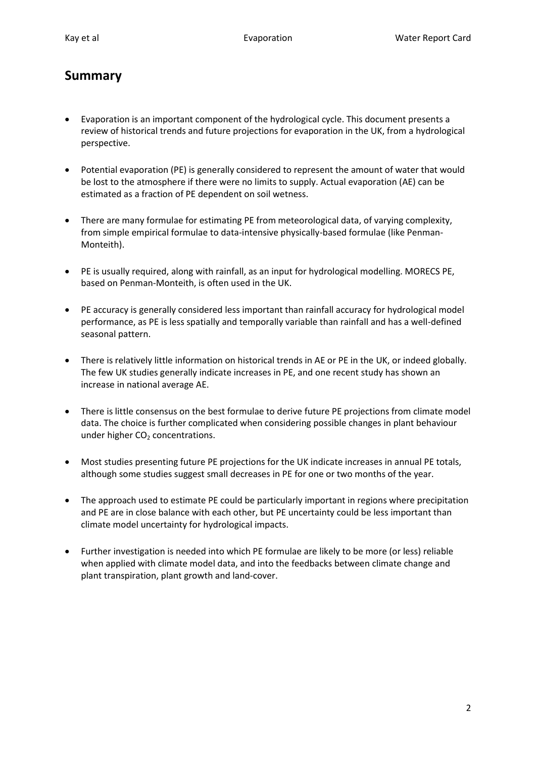## Summary

- Evaporation is an important component of the hydrological cycle. This document presents a review of historical trends and future projections for evaporation in the UK, from a hydrological perspective.

- Potential evaporation (PE) is generally considered to represent the amount of water that would be lost to the atmosphere if there were no limits to supply. Actual evaporation (AE) can be estimated as a fraction of PE dependent on soil wetness.

- There are many formulae for estimating PE from meteorological data, of varying complexity, from simple empirical formulae to data-intensive physically-based formulae (like Penman-Monteith).

- PE is usually required, along with rainfall, as an input for hydrological modelling. MORECS PE, based on Penman-Monteith, is often used in the UK.

- PE accuracy is generally considered less important than rainfall accuracy for hydrological model performance, as PE is less spatially and temporally variable than rainfall and has a well-defined seasonal pattern.

- There is relatively little information on historical trends in AE or PE in the UK, or indeed globally. The few UK studies generally indicate increases in PE, and one recent study has shown an increase in national average AE.

- There is little consensus on the best formulae to derive future PE projections from climate model data. The choice is further complicated when considering possible changes in plant behaviour under higher $CO_2$ concentrations.

- Most studies presenting future PE projections for the UK indicate increases in annual PE totals, although some studies suggest small decreases in PE for one or two months of the year.

- The approach used to estimate PE could be particularly important in regions where precipitation and PE are in close balance with each other, but PE uncertainty could be less important than climate model uncertainty for hydrological impacts.

- Further investigation is needed into which PE formulae are likely to be more (or less) reliable when applied with climate model data, and into the feedbacks between climate change and plant transpiration, plant growth and land-cover.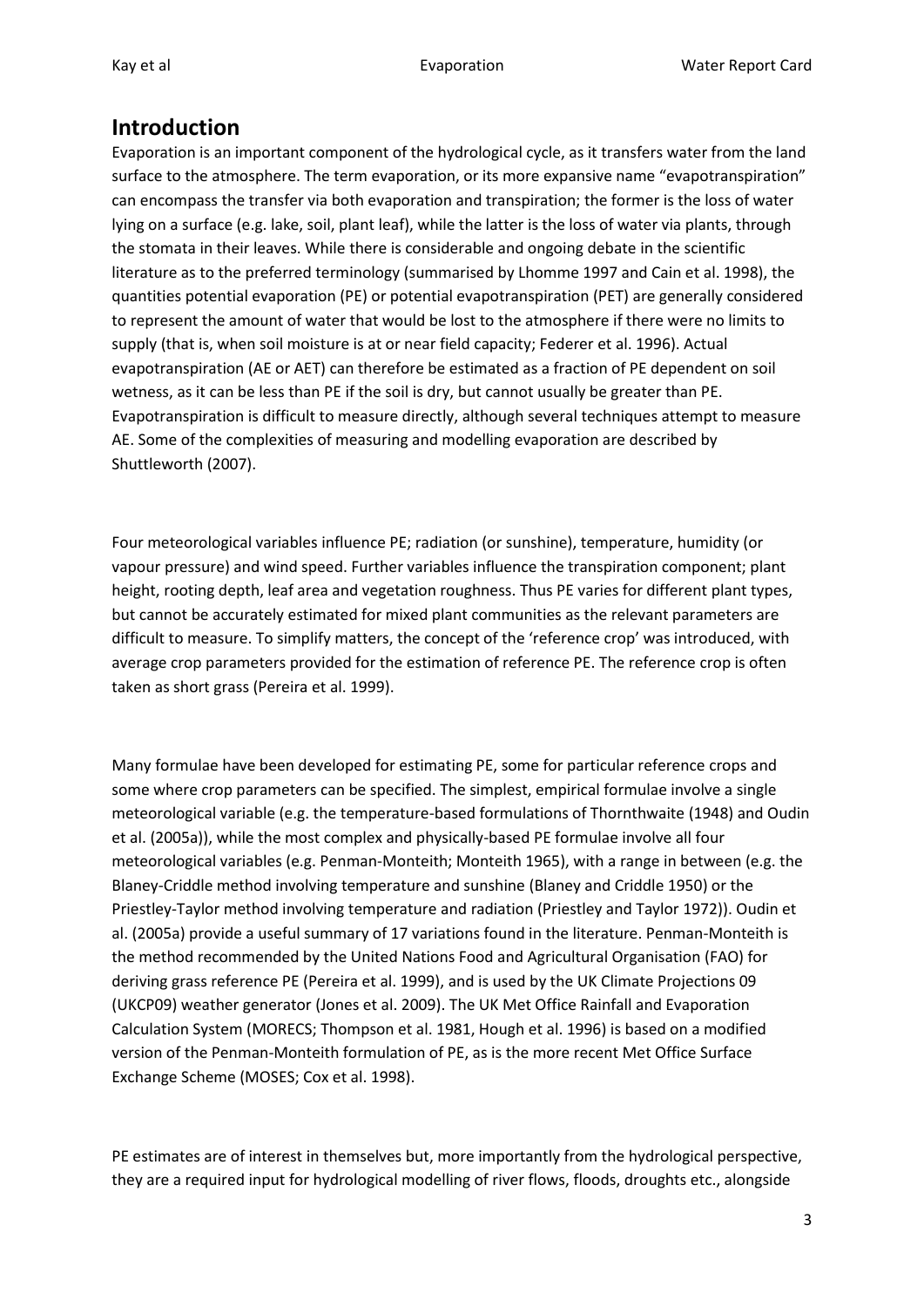## Introduction

Evaporation is an important component of the hydrological cycle, as it transfers water from the land surface to the atmosphere. The term evaporation, or its more expansive name "evapotranspiration" can encompass the transfer via both evaporation and transpiration; the former is the loss of water lying on a surface (e.g. lake, soil, plant leaf), while the latter is the loss of water via plants, through the stomata in their leaves. While there is considerable and ongoing debate in the scientific literature as to the preferred terminology (summarised by Lhomme 1997 and Cain et al. 1998), the quantities potential evaporation (PE) or potential evapotranspiration (PET) are generally considered to represent the amount of water that would be lost to the atmosphere if there were no limits to supply (that is, when soil moisture is at or near field capacity; Federer et al. 1996). Actual evapotranspiration (AE or AET) can therefore be estimated as a fraction of PE dependent on soil wetness, as it can be less than PE if the soil is dry, but cannot usually be greater than PE. Evapotranspiration is difficult to measure directly, although several techniques attempt to measure AE. Some of the complexities of measuring and modelling evaporation are described by Shuttleworth (2007).

Four meteorological variables influence PE; radiation (or sunshine), temperature, humidity (or vapour pressure) and wind speed. Further variables influence the transpiration component; plant height, rooting depth, leaf area and vegetation roughness. Thus PE varies for different plant types, but cannot be accurately estimated for mixed plant communities as the relevant parameters are difficult to measure. To simplify matters, the concept of the 'reference crop' was introduced, with average crop parameters provided for the estimation of reference PE. The reference crop is often taken as short grass (Pereira et al. 1999).

Many formulae have been developed for estimating PE, some for particular reference crops and some where crop parameters can be specified. The simplest, empirical formulae involve a single meteorological variable (e.g. the temperature-based formulations of Thornthwaite (1948) and Oudin et al. (2005a)), while the most complex and physically-based PE formulae involve all four meteorological variables (e.g. Penman-Monteith; Monteith 1965), with a range in between (e.g. the Blaney-Criddle method involving temperature and sunshine (Blaney and Criddle 1950) or the Priestley-Taylor method involving temperature and radiation (Priestley and Taylor 1972)). Oudin et al. (2005a) provide a useful summary of 17 variations found in the literature. Penman-Monteith is the method recommended by the United Nations Food and Agricultural Organisation (FAO) for deriving grass reference PE (Pereira et al. 1999), and is used by the UK Climate Projections 09 (UKCP09) weather generator (Jones et al. 2009). The UK Met Office Rainfall and Evaporation Calculation System (MORECS; Thompson et al. 1981, Hough et al. 1996) is based on a modified version of the Penman-Monteith formulation of PE, as is the more recent Met Office Surface Exchange Scheme (MOSES; Cox et al. 1998).

PE estimates are of interest in themselves but, more importantly from the hydrological perspective, they are a required input for hydrological modelling of river flows, floods, droughts etc., alongside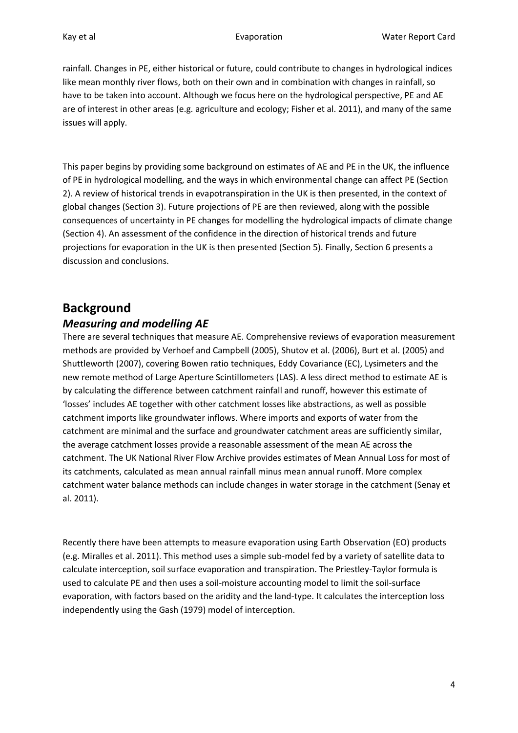rainfall. Changes in PE, either historical or future, could contribute to changes in hydrological indices like mean monthly river flows, both on their own and in combination with changes in rainfall, so have to be taken into account. Although we focus here on the hydrological perspective, PE and AE are of interest in other areas (e.g. agriculture and ecology; Fisher et al. 2011), and many of the same issues will apply.

This paper begins by providing some background on estimates of AE and PE in the UK, the influence of PE in hydrological modelling, and the ways in which environmental change can affect PE (Section 2). A review of historical trends in evapotranspiration in the UK is then presented, in the context of global changes (Section 3). Future projections of PE are then reviewed, along with the possible consequences of uncertainty in PE changes for modelling the hydrological impacts of climate change (Section 4). An assessment of the confidence in the direction of historical trends and future projections for evaporation in the UK is then presented (Section 5). Finally, Section 6 presents a discussion and conclusions.

# Background

## *Measuring and modelling AE*

There are several techniques that measure AE. Comprehensive reviews of evaporation measurement methods are provided by Verhoef and Campbell (2005), Shutov et al. (2006), Burt et al. (2005) and Shuttleworth (2007), covering Bowen ratio techniques, Eddy Covariance (EC), Lysimeters and the new remote method of Large Aperture Scintillometers (LAS). A less direct method to estimate AE is by calculating the difference between catchment rainfall and runoff, however this estimate of 'losses' includes AE together with other catchment losses like abstractions, as well as possible catchment imports like groundwater inflows. Where imports and exports of water from the catchment are minimal and the surface and groundwater catchment areas are sufficiently similar, the average catchment losses provide a reasonable assessment of the mean AE across the catchment. The UK National River Flow Archive provides estimates of Mean Annual Loss for most of its catchments, calculated as mean annual rainfall minus mean annual runoff. More complex catchment water balance methods can include changes in water storage in the catchment (Senay et al. 2011).

Recently there have been attempts to measure evaporation using Earth Observation (EO) products (e.g. Miralles et al. 2011). This method uses a simple sub-model fed by a variety of satellite data to calculate interception, soil surface evaporation and transpiration. The Priestley-Taylor formula is used to calculate PE and then uses a soil-moisture accounting model to limit the soil-surface evaporation, with factors based on the aridity and the land-type. It calculates the interception loss independently using the Gash (1979) model of interception.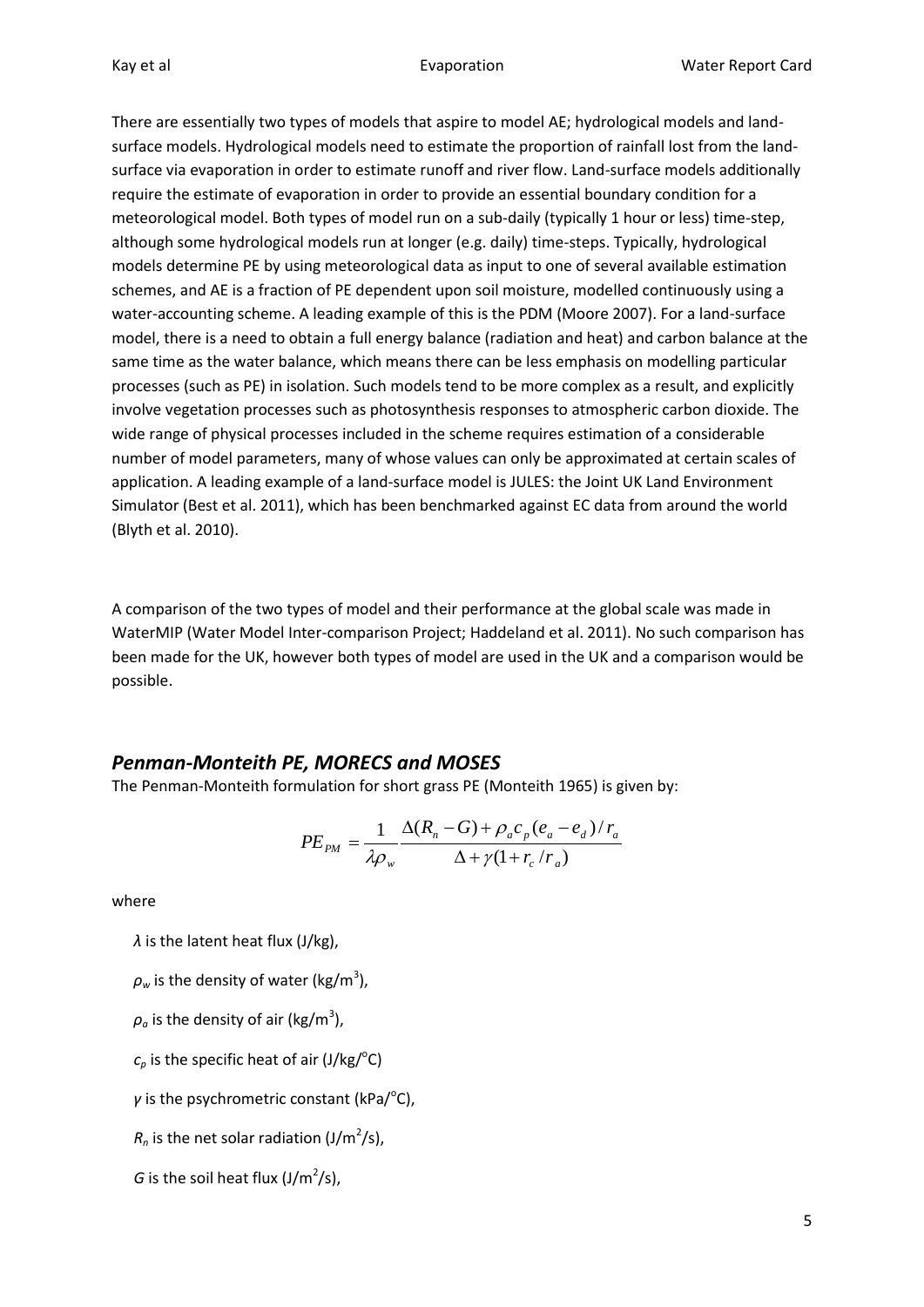There are essentially two types of models that aspire to model AE; hydrological models and land-surface models. Hydrological models need to estimate the proportion of rainfall lost from the land-surface via evaporation in order to estimate runoff and river flow. Land-surface models additionally require the estimate of evaporation in order to provide an essential boundary condition for a meteorological model. Both types of model run on a sub-daily (typically 1 hour or less) time-step, although some hydrological models run at longer (e.g. daily) time-steps. Typically, hydrological models determine PE by using meteorological data as input to one of several available estimation schemes, and AE is a fraction of PE dependent upon soil moisture, modelled continuously using a water-accounting scheme. A leading example of this is the PDM (Moore 2007). For a land-surface model, there is a need to obtain a full energy balance (radiation and heat) and carbon balance at the same time as the water balance, which means there can be less emphasis on modelling particular processes (such as PE) in isolation. Such models tend to be more complex as a result, and explicitly involve vegetation processes such as photosynthesis responses to atmospheric carbon dioxide. The wide range of physical processes included in the scheme requires estimation of a considerable number of model parameters, many of whose values can only be approximated at certain scales of application. A leading example of a land-surface model is JULES: the Joint UK Land Environment Simulator (Best et al. 2011), which has been benchmarked against EC data from around the world (Blyth et al. 2010).

A comparison of the two types of model and their performance at the global scale was made in WaterMIP (Water Model Inter-comparison Project; Haddeland et al. 2011). No such comparison has been made for the UK, however both types of model are used in the UK and a comparison would be possible.

## *Penman-Monteith PE, MORECS and MOSES*

The Penman-Monteith formulation for short grass PE (Monteith 1965) is given by:

$$PE_{PM} = \frac{1}{\lambda \rho_w} \frac{\Delta (R_n - G) + \rho_a c_p (e_a - e_d)/r_a}{\Delta + \gamma (1 + r_c / r_a)}$$

where

$\lambda$ is the latent heat flux (J/kg),

$\rho_w$ is the density of water (kg/m$^3$),

$\rho_a$ is the density of air (kg/m$^3$),

$c_p$ is the specific heat of air (J/kg/$^o$C)

$\gamma$ is the psychrometric constant (kPa/$^o$C),

$R_n$ is the net solar radiation (J/m$^2$/s),

$G$ is the soil heat flux (J/m$^2$/s),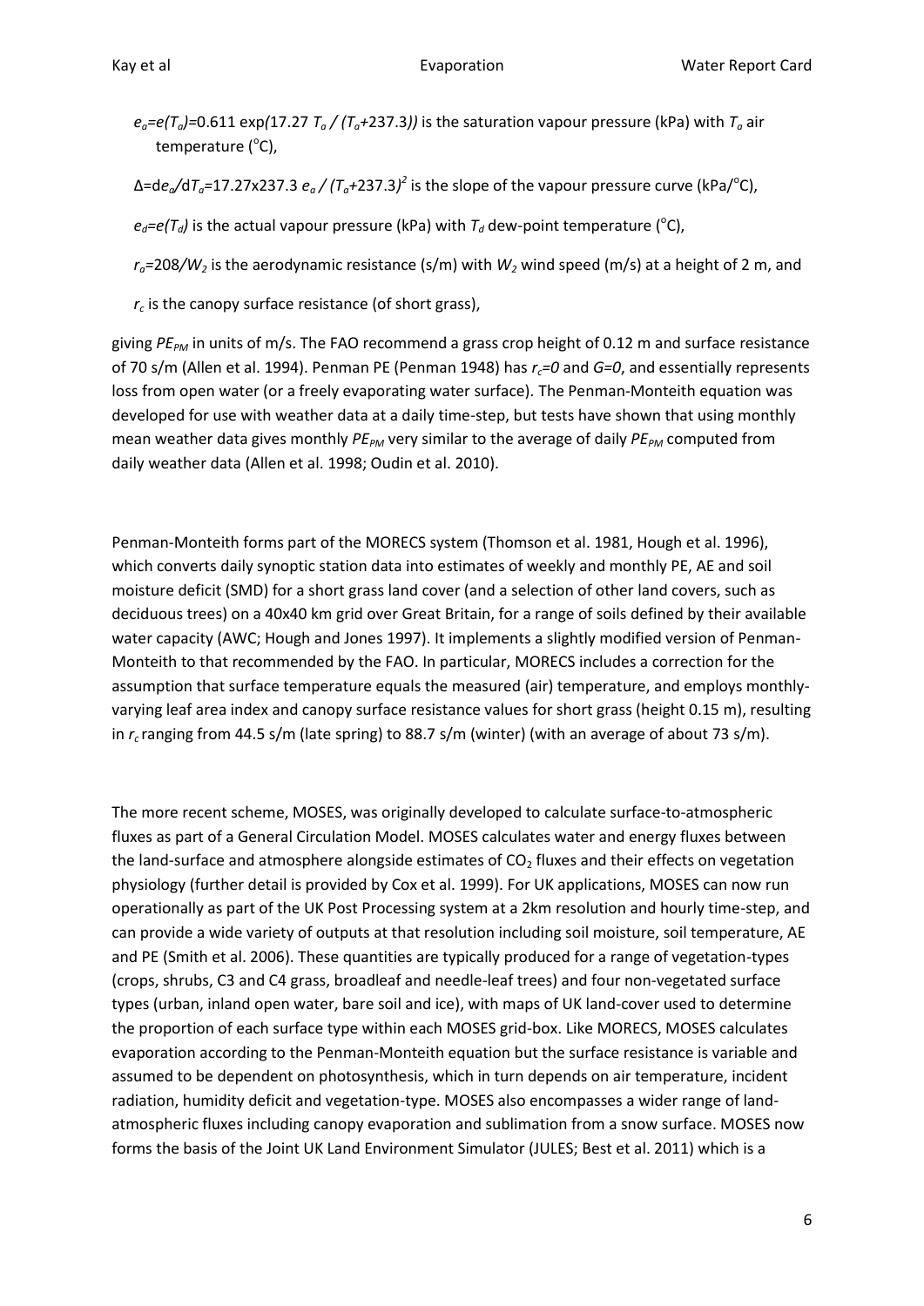$e_a = e(T_a) = 0.611 \exp(17.27\, T_a / (T_a + 237.3))$ is the saturation vapour pressure (kPa) with $T_a$ air temperature (°C),

$\Delta = de_a/dT_a = 17.27 \times 237.3\, e_a / (T_a + 237.3)^2$ is the slope of the vapour pressure curve (kPa/°C),

$e_d = e(T_d)$ is the actual vapour pressure (kPa) with $T_d$ dew-point temperature (°C),

$r_a = 208/W_2$ is the aerodynamic resistance (s/m) with $W_2$ wind speed (m/s) at a height of 2 m, and

$r_c$ is the canopy surface resistance (of short grass),

giving $PE_{PM}$ in units of m/s. The FAO recommend a grass crop height of 0.12 m and surface resistance of 70 s/m (Allen et al. 1994). Penman PE (Penman 1948) has $r_c=0$ and $G=0$, and essentially represents loss from open water (or a freely evaporating water surface). The Penman-Monteith equation was developed for use with weather data at a daily time-step, but tests have shown that using monthly mean weather data gives monthly $PE_{PM}$ very similar to the average of daily $PE_{PM}$ computed from daily weather data (Allen et al. 1998; Oudin et al. 2010).

Penman-Monteith forms part of the MORECS system (Thomson et al. 1981, Hough et al. 1996), which converts daily synoptic station data into estimates of weekly and monthly PE, AE and soil moisture deficit (SMD) for a short grass land cover (and a selection of other land covers, such as deciduous trees) on a 40x40 km grid over Great Britain, for a range of soils defined by their available water capacity (AWC; Hough and Jones 1997). It implements a slightly modified version of Penman-Monteith to that recommended by the FAO. In particular, MORECS includes a correction for the assumption that surface temperature equals the measured (air) temperature, and employs monthly-varying leaf area index and canopy surface resistance values for short grass (height 0.15 m), resulting in $r_c$ ranging from 44.5 s/m (late spring) to 88.7 s/m (winter) (with an average of about 73 s/m).

The more recent scheme, MOSES, was originally developed to calculate surface-to-atmospheric fluxes as part of a General Circulation Model. MOSES calculates water and energy fluxes between the land-surface and atmosphere alongside estimates of $CO_2$ fluxes and their effects on vegetation physiology (further detail is provided by Cox et al. 1999). For UK applications, MOSES can now run operationally as part of the UK Post Processing system at a 2km resolution and hourly time-step, and can provide a wide variety of outputs at that resolution including soil moisture, soil temperature, AE and PE (Smith et al. 2006). These quantities are typically produced for a range of vegetation-types (crops, shrubs, C3 and C4 grass, broadleaf and needle-leaf trees) and four non-vegetated surface types (urban, inland open water, bare soil and ice), with maps of UK land-cover used to determine the proportion of each surface type within each MOSES grid-box. Like MORECS, MOSES calculates evaporation according to the Penman-Monteith equation but the surface resistance is variable and assumed to be dependent on photosynthesis, which in turn depends on air temperature, incident radiation, humidity deficit and vegetation-type. MOSES also encompasses a wider range of land-atmospheric fluxes including canopy evaporation and sublimation from a snow surface. MOSES now forms the basis of the Joint UK Land Environment Simulator (JULES; Best et al. 2011) which is a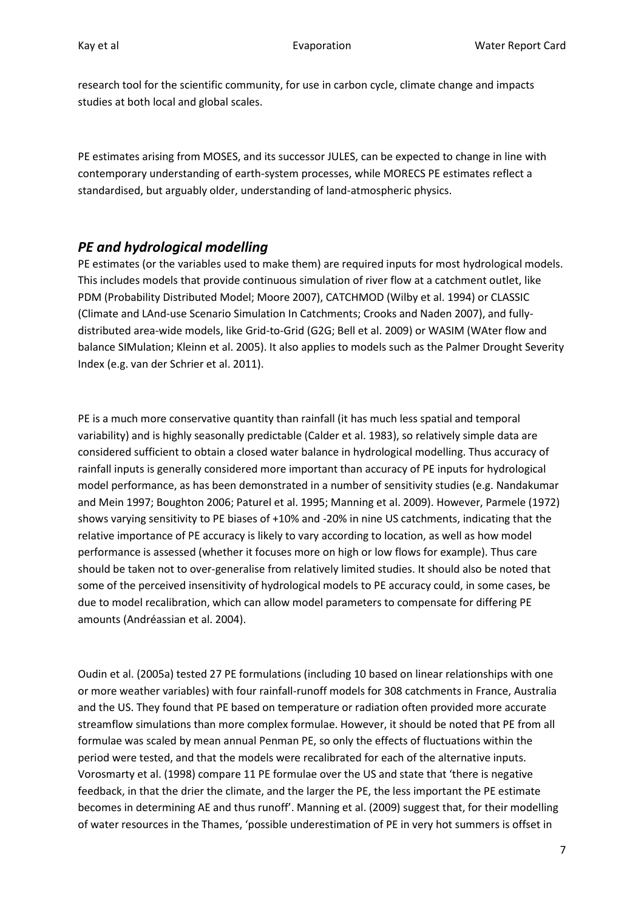research tool for the scientific community, for use in carbon cycle, climate change and impacts studies at both local and global scales.

PE estimates arising from MOSES, and its successor JULES, can be expected to change in line with contemporary understanding of earth-system processes, while MORECS PE estimates reflect a standardised, but arguably older, understanding of land-atmospheric physics.

## *PE and hydrological modelling*

PE estimates (or the variables used to make them) are required inputs for most hydrological models. This includes models that provide continuous simulation of river flow at a catchment outlet, like PDM (Probability Distributed Model; Moore 2007), CATCHMOD (Wilby et al. 1994) or CLASSIC (Climate and LAnd-use Scenario Simulation In Catchments; Crooks and Naden 2007), and fully-distributed area-wide models, like Grid-to-Grid (G2G; Bell et al. 2009) or WASIM (WAter flow and balance SIMulation; Kleinn et al. 2005). It also applies to models such as the Palmer Drought Severity Index (e.g. van der Schrier et al. 2011).

PE is a much more conservative quantity than rainfall (it has much less spatial and temporal variability) and is highly seasonally predictable (Calder et al. 1983), so relatively simple data are considered sufficient to obtain a closed water balance in hydrological modelling. Thus accuracy of rainfall inputs is generally considered more important than accuracy of PE inputs for hydrological model performance, as has been demonstrated in a number of sensitivity studies (e.g. Nandakumar and Mein 1997; Boughton 2006; Paturel et al. 1995; Manning et al. 2009). However, Parmele (1972) shows varying sensitivity to PE biases of +10% and -20% in nine US catchments, indicating that the relative importance of PE accuracy is likely to vary according to location, as well as how model performance is assessed (whether it focuses more on high or low flows for example). Thus care should be taken not to over-generalise from relatively limited studies. It should also be noted that some of the perceived insensitivity of hydrological models to PE accuracy could, in some cases, be due to model recalibration, which can allow model parameters to compensate for differing PE amounts (Andréassian et al. 2004).

Oudin et al. (2005a) tested 27 PE formulations (including 10 based on linear relationships with one or more weather variables) with four rainfall-runoff models for 308 catchments in France, Australia and the US. They found that PE based on temperature or radiation often provided more accurate streamflow simulations than more complex formulae. However, it should be noted that PE from all formulae was scaled by mean annual Penman PE, so only the effects of fluctuations within the period were tested, and that the models were recalibrated for each of the alternative inputs. Vorosmarty et al. (1998) compare 11 PE formulae over the US and state that 'there is negative feedback, in that the drier the climate, and the larger the PE, the less important the PE estimate becomes in determining AE and thus runoff'. Manning et al. (2009) suggest that, for their modelling of water resources in the Thames, 'possible underestimation of PE in very hot summers is offset in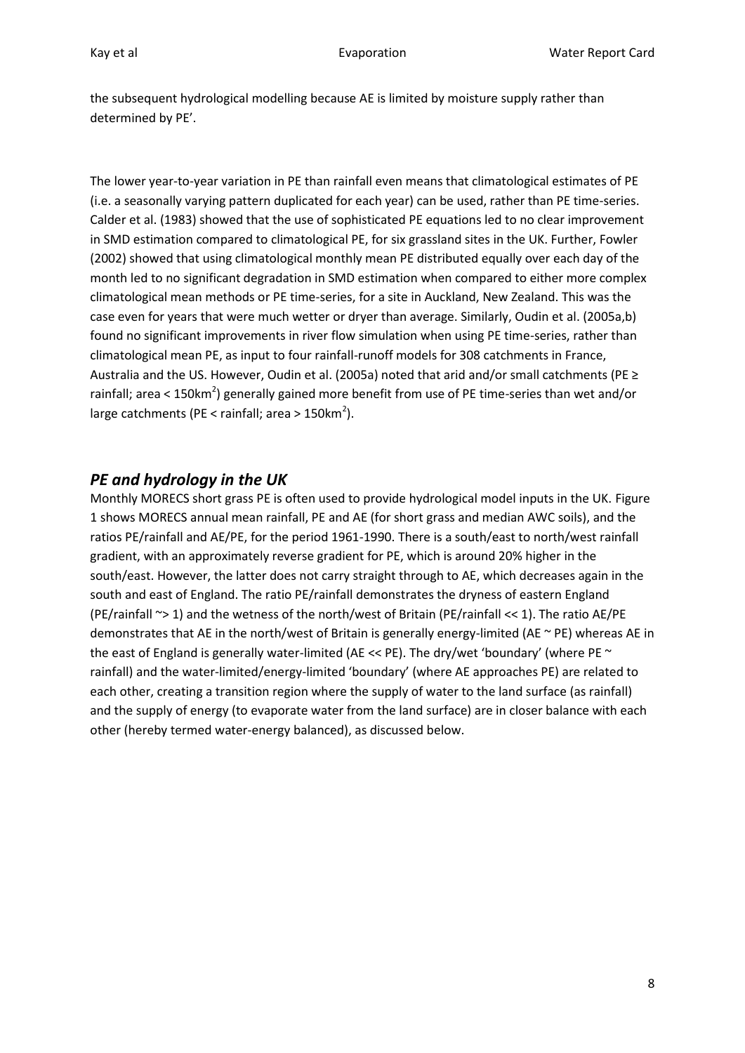the subsequent hydrological modelling because AE is limited by moisture supply rather than determined by PE'.

The lower year-to-year variation in PE than rainfall even means that climatological estimates of PE (i.e. a seasonally varying pattern duplicated for each year) can be used, rather than PE time-series. Calder et al. (1983) showed that the use of sophisticated PE equations led to no clear improvement in SMD estimation compared to climatological PE, for six grassland sites in the UK. Further, Fowler (2002) showed that using climatological monthly mean PE distributed equally over each day of the month led to no significant degradation in SMD estimation when compared to either more complex climatological mean methods or PE time-series, for a site in Auckland, New Zealand. This was the case even for years that were much wetter or dryer than average. Similarly, Oudin et al. (2005a,b) found no significant improvements in river flow simulation when using PE time-series, rather than climatological mean PE, as input to four rainfall-runoff models for 308 catchments in France, Australia and the US. However, Oudin et al. (2005a) noted that arid and/or small catchments (PE ≥ rainfall; area < 150km$^2$) generally gained more benefit from use of PE time-series than wet and/or large catchments (PE < rainfall; area > 150km$^2$).

## *PE and hydrology in the UK*

Monthly MORECS short grass PE is often used to provide hydrological model inputs in the UK. Figure 1 shows MORECS annual mean rainfall, PE and AE (for short grass and median AWC soils), and the ratios PE/rainfall and AE/PE, for the period 1961-1990. There is a south/east to north/west rainfall gradient, with an approximately reverse gradient for PE, which is around 20% higher in the south/east. However, the latter does not carry straight through to AE, which decreases again in the south and east of England. The ratio PE/rainfall demonstrates the dryness of eastern England (PE/rainfall ~> 1) and the wetness of the north/west of Britain (PE/rainfall << 1). The ratio AE/PE demonstrates that AE in the north/west of Britain is generally energy-limited (AE ~ PE) whereas AE in the east of England is generally water-limited (AE << PE). The dry/wet 'boundary' (where PE ~ rainfall) and the water-limited/energy-limited 'boundary' (where AE approaches PE) are related to each other, creating a transition region where the supply of water to the land surface (as rainfall) and the supply of energy (to evaporate water from the land surface) are in closer balance with each other (hereby termed water-energy balanced), as discussed below.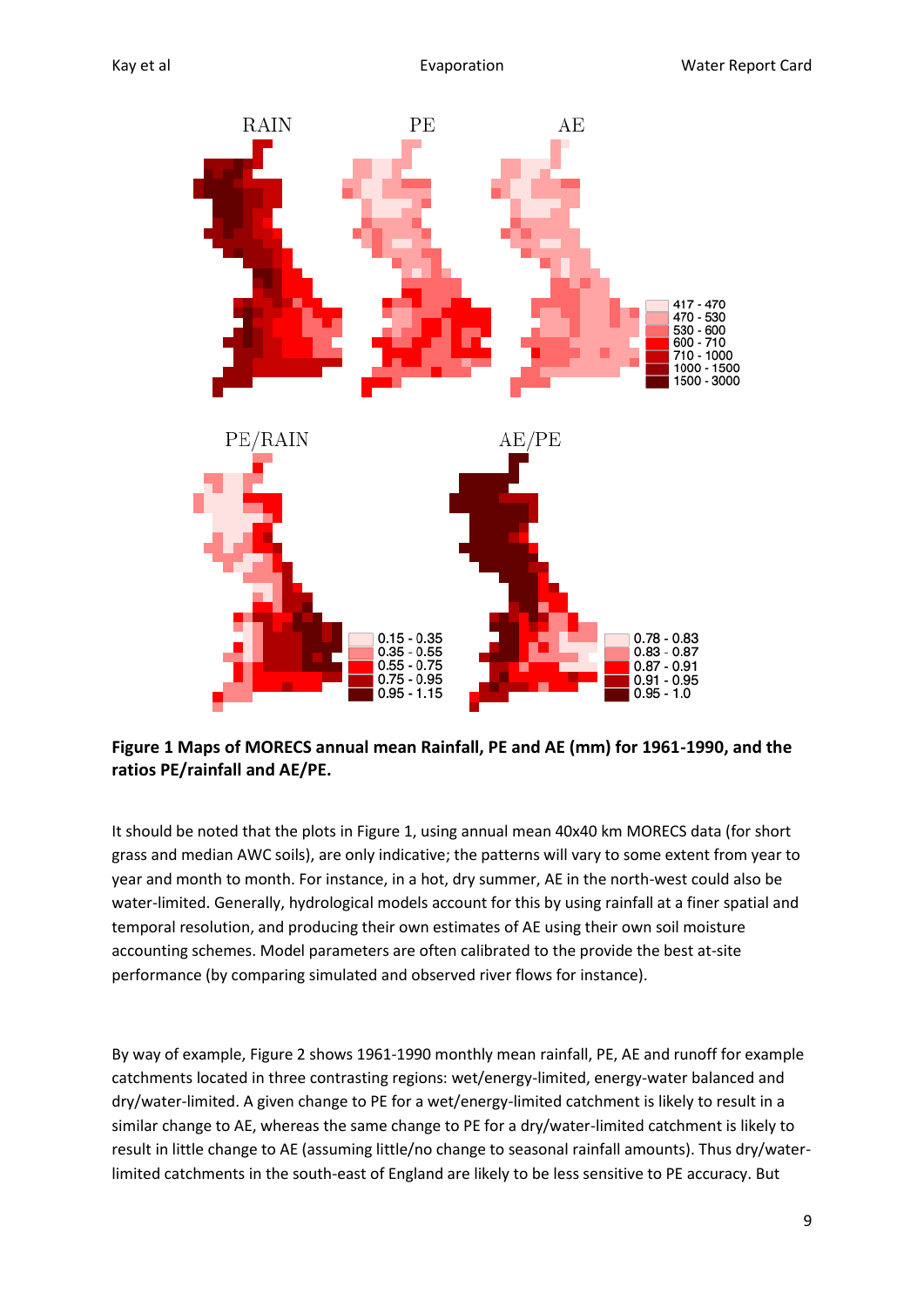**Figure 1 Maps of MORECS annual mean Rainfall, PE and AE (mm) for 1961-1990, and the ratios PE/rainfall and AE/PE.**

It should be noted that the plots in Figure 1, using annual mean 40x40 km MORECS data (for short grass and median AWC soils), are only indicative; the patterns will vary to some extent from year to year and month to month. For instance, in a hot, dry summer, AE in the north-west could also be water-limited. Generally, hydrological models account for this by using rainfall at a finer spatial and temporal resolution, and producing their own estimates of AE using their own soil moisture accounting schemes. Model parameters are often calibrated to the provide the best at-site performance (by comparing simulated and observed river flows for instance).

By way of example, Figure 2 shows 1961-1990 monthly mean rainfall, PE, AE and runoff for example catchments located in three contrasting regions: wet/energy-limited, energy-water balanced and dry/water-limited. A given change to PE for a wet/energy-limited catchment is likely to result in a similar change to AE, whereas the same change to PE for a dry/water-limited catchment is likely to result in little change to AE (assuming little/no change to seasonal rainfall amounts). Thus dry/water-limited catchments in the south-east of England are likely to be less sensitive to PE accuracy. But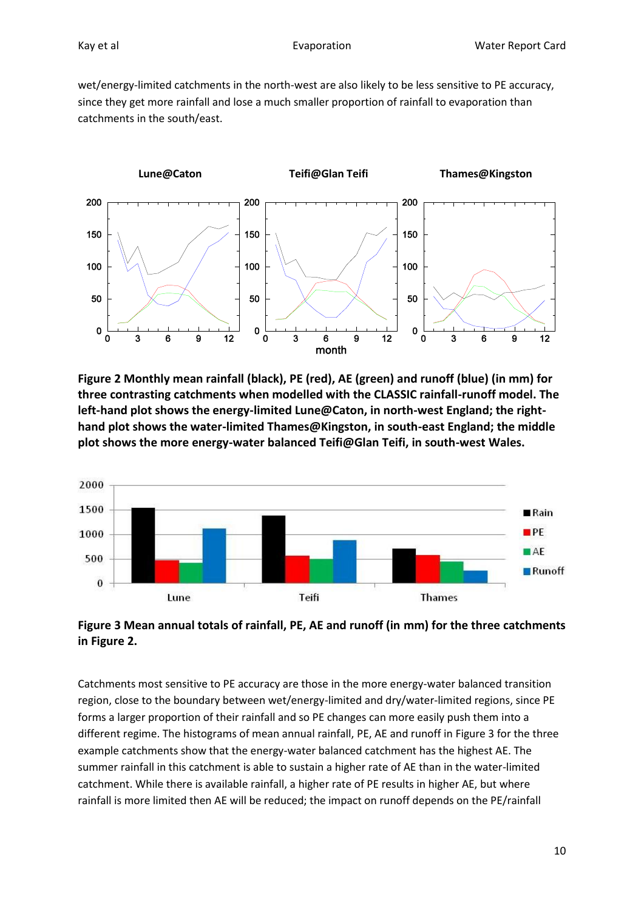wet/energy-limited catchments in the north-west are also likely to be less sensitive to PE accuracy, since they get more rainfall and lose a much smaller proportion of rainfall to evaporation than catchments in the south/east.

**Figure 2 Monthly mean rainfall (black), PE (red), AE (green) and runoff (blue) (in mm) for three contrasting catchments when modelled with the CLASSIC rainfall-runoff model. The left-hand plot shows the energy-limited Lune@Caton, in north-west England; the right-hand plot shows the water-limited Thames@Kingston, in south-east England; the middle plot shows the more energy-water balanced Teifi@Glan Teifi, in south-west Wales.**

**Figure 3 Mean annual totals of rainfall, PE, AE and runoff (in mm) for the three catchments in Figure 2.**

Catchments most sensitive to PE accuracy are those in the more energy-water balanced transition region, close to the boundary between wet/energy-limited and dry/water-limited regions, since PE forms a larger proportion of their rainfall and so PE changes can more easily push them into a different regime. The histograms of mean annual rainfall, PE, AE and runoff in Figure 3 for the three example catchments show that the energy-water balanced catchment has the highest AE. The summer rainfall in this catchment is able to sustain a higher rate of AE than in the water-limited catchment. While there is available rainfall, a higher rate of PE results in higher AE, but where rainfall is more limited then AE will be reduced; the impact on runoff depends on the PE/rainfall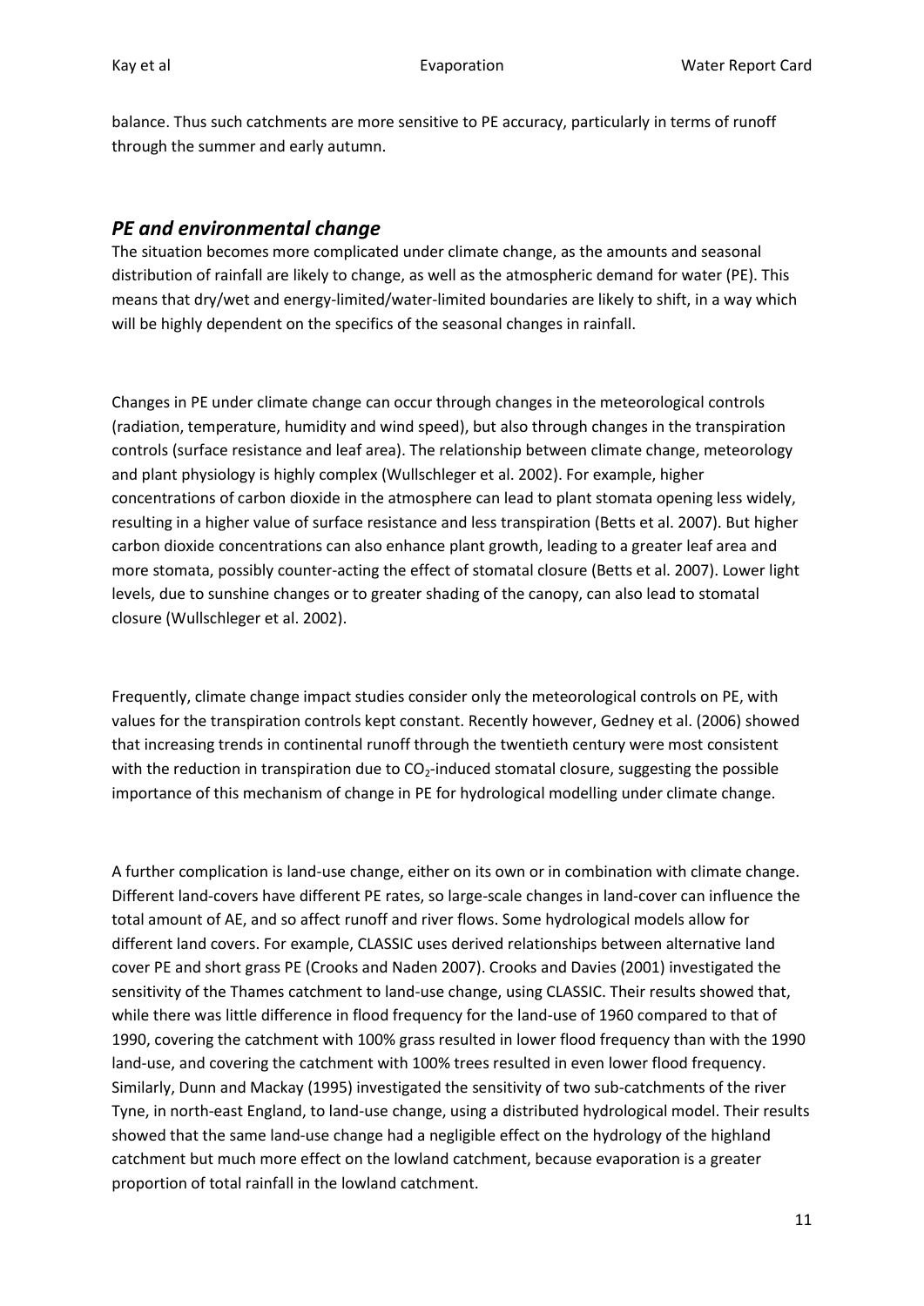balance. Thus such catchments are more sensitive to PE accuracy, particularly in terms of runoff through the summer and early autumn.

## *PE and environmental change*

The situation becomes more complicated under climate change, as the amounts and seasonal distribution of rainfall are likely to change, as well as the atmospheric demand for water (PE). This means that dry/wet and energy-limited/water-limited boundaries are likely to shift, in a way which will be highly dependent on the specifics of the seasonal changes in rainfall.

Changes in PE under climate change can occur through changes in the meteorological controls (radiation, temperature, humidity and wind speed), but also through changes in the transpiration controls (surface resistance and leaf area). The relationship between climate change, meteorology and plant physiology is highly complex (Wullschleger et al. 2002). For example, higher concentrations of carbon dioxide in the atmosphere can lead to plant stomata opening less widely, resulting in a higher value of surface resistance and less transpiration (Betts et al. 2007). But higher carbon dioxide concentrations can also enhance plant growth, leading to a greater leaf area and more stomata, possibly counter-acting the effect of stomatal closure (Betts et al. 2007). Lower light levels, due to sunshine changes or to greater shading of the canopy, can also lead to stomatal closure (Wullschleger et al. 2002).

Frequently, climate change impact studies consider only the meteorological controls on PE, with values for the transpiration controls kept constant. Recently however, Gedney et al. (2006) showed that increasing trends in continental runoff through the twentieth century were most consistent with the reduction in transpiration due to $CO_2$-induced stomatal closure, suggesting the possible importance of this mechanism of change in PE for hydrological modelling under climate change.

A further complication is land-use change, either on its own or in combination with climate change. Different land-covers have different PE rates, so large-scale changes in land-cover can influence the total amount of AE, and so affect runoff and river flows. Some hydrological models allow for different land covers. For example, CLASSIC uses derived relationships between alternative land cover PE and short grass PE (Crooks and Naden 2007). Crooks and Davies (2001) investigated the sensitivity of the Thames catchment to land-use change, using CLASSIC. Their results showed that, while there was little difference in flood frequency for the land-use of 1960 compared to that of 1990, covering the catchment with 100% grass resulted in lower flood frequency than with the 1990 land-use, and covering the catchment with 100% trees resulted in even lower flood frequency. Similarly, Dunn and Mackay (1995) investigated the sensitivity of two sub-catchments of the river Tyne, in north-east England, to land-use change, using a distributed hydrological model. Their results showed that the same land-use change had a negligible effect on the hydrology of the highland catchment but much more effect on the lowland catchment, because evaporation is a greater proportion of total rainfall in the lowland catchment.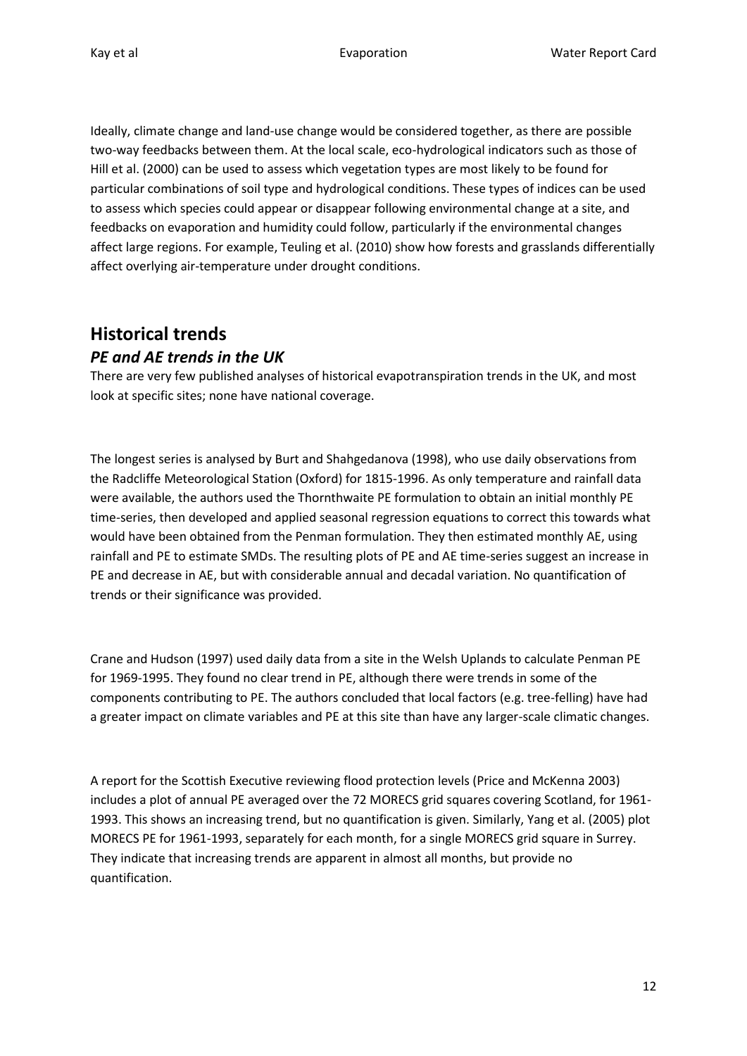Ideally, climate change and land-use change would be considered together, as there are possible two-way feedbacks between them. At the local scale, eco-hydrological indicators such as those of Hill et al. (2000) can be used to assess which vegetation types are most likely to be found for particular combinations of soil type and hydrological conditions. These types of indices can be used to assess which species could appear or disappear following environmental change at a site, and feedbacks on evaporation and humidity could follow, particularly if the environmental changes affect large regions. For example, Teuling et al. (2010) show how forests and grasslands differentially affect overlying air-temperature under drought conditions.

## Historical trends

### *PE and AE trends in the UK*

There are very few published analyses of historical evapotranspiration trends in the UK, and most look at specific sites; none have national coverage.

The longest series is analysed by Burt and Shahgedanova (1998), who use daily observations from the Radcliffe Meteorological Station (Oxford) for 1815-1996. As only temperature and rainfall data were available, the authors used the Thornthwaite PE formulation to obtain an initial monthly PE time-series, then developed and applied seasonal regression equations to correct this towards what would have been obtained from the Penman formulation. They then estimated monthly AE, using rainfall and PE to estimate SMDs. The resulting plots of PE and AE time-series suggest an increase in PE and decrease in AE, but with considerable annual and decadal variation. No quantification of trends or their significance was provided.

Crane and Hudson (1997) used daily data from a site in the Welsh Uplands to calculate Penman PE for 1969-1995. They found no clear trend in PE, although there were trends in some of the components contributing to PE. The authors concluded that local factors (e.g. tree-felling) have had a greater impact on climate variables and PE at this site than have any larger-scale climatic changes.

A report for the Scottish Executive reviewing flood protection levels (Price and McKenna 2003) includes a plot of annual PE averaged over the 72 MORECS grid squares covering Scotland, for 1961-1993. This shows an increasing trend, but no quantification is given. Similarly, Yang et al. (2005) plot MORECS PE for 1961-1993, separately for each month, for a single MORECS grid square in Surrey. They indicate that increasing trends are apparent in almost all months, but provide no quantification.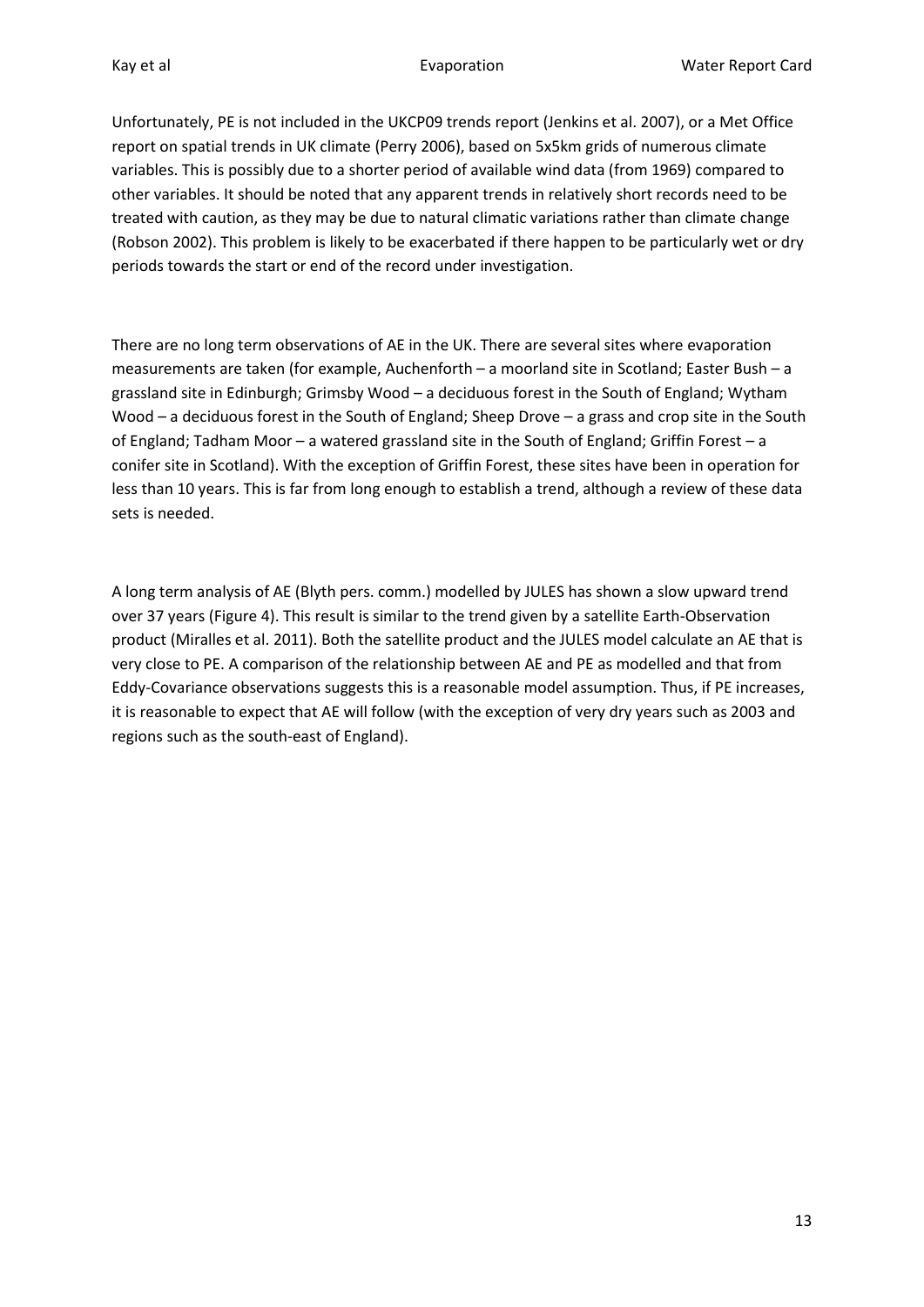Unfortunately, PE is not included in the UKCP09 trends report (Jenkins et al. 2007), or a Met Office report on spatial trends in UK climate (Perry 2006), based on 5x5km grids of numerous climate variables. This is possibly due to a shorter period of available wind data (from 1969) compared to other variables. It should be noted that any apparent trends in relatively short records need to be treated with caution, as they may be due to natural climatic variations rather than climate change (Robson 2002). This problem is likely to be exacerbated if there happen to be particularly wet or dry periods towards the start or end of the record under investigation.

There are no long term observations of AE in the UK. There are several sites where evaporation measurements are taken (for example, Auchenforth – a moorland site in Scotland; Easter Bush – a grassland site in Edinburgh; Grimsby Wood – a deciduous forest in the South of England; Wytham Wood – a deciduous forest in the South of England; Sheep Drove – a grass and crop site in the South of England; Tadham Moor – a watered grassland site in the South of England; Griffin Forest – a conifer site in Scotland). With the exception of Griffin Forest, these sites have been in operation for less than 10 years. This is far from long enough to establish a trend, although a review of these data sets is needed.

A long term analysis of AE (Blyth pers. comm.) modelled by JULES has shown a slow upward trend over 37 years (Figure 4). This result is similar to the trend given by a satellite Earth-Observation product (Miralles et al. 2011). Both the satellite product and the JULES model calculate an AE that is very close to PE. A comparison of the relationship between AE and PE as modelled and that from Eddy-Covariance observations suggests this is a reasonable model assumption. Thus, if PE increases, it is reasonable to expect that AE will follow (with the exception of very dry years such as 2003 and regions such as the south-east of England).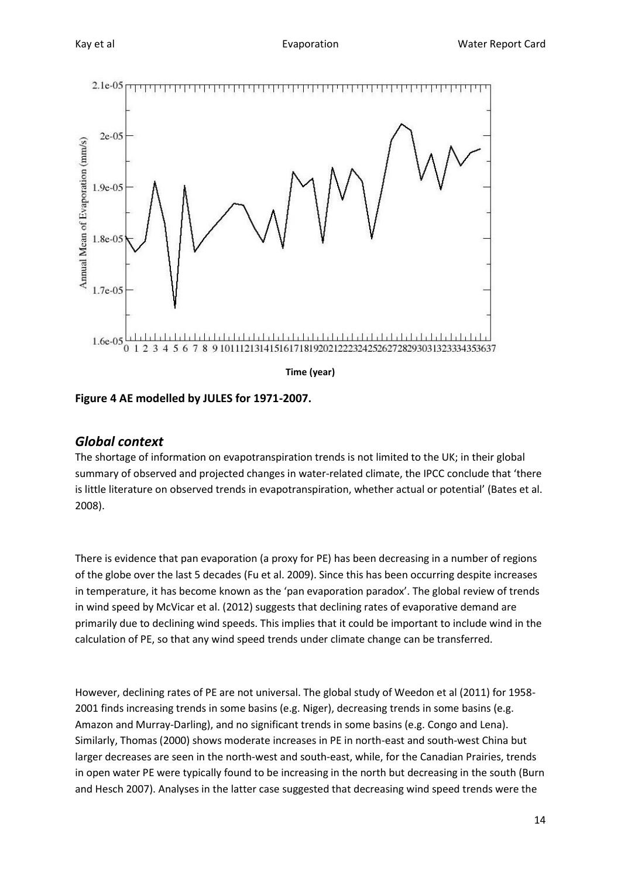Figure 4 AE modelled by JULES for 1971-2007.

## *Global context*

The shortage of information on evapotranspiration trends is not limited to the UK; in their global summary of observed and projected changes in water-related climate, the IPCC conclude that 'there is little literature on observed trends in evapotranspiration, whether actual or potential' (Bates et al. 2008).

There is evidence that pan evaporation (a proxy for PE) has been decreasing in a number of regions of the globe over the last 5 decades (Fu et al. 2009). Since this has been occurring despite increases in temperature, it has become known as the 'pan evaporation paradox'. The global review of trends in wind speed by McVicar et al. (2012) suggests that declining rates of evaporative demand are primarily due to declining wind speeds. This implies that it could be important to include wind in the calculation of PE, so that any wind speed trends under climate change can be transferred.

However, declining rates of PE are not universal. The global study of Weedon et al (2011) for 1958-2001 finds increasing trends in some basins (e.g. Niger), decreasing trends in some basins (e.g. Amazon and Murray-Darling), and no significant trends in some basins (e.g. Congo and Lena). Similarly, Thomas (2000) shows moderate increases in PE in north-east and south-west China but larger decreases are seen in the north-west and south-east, while, for the Canadian Prairies, trends in open water PE were typically found to be increasing in the north but decreasing in the south (Burn and Hesch 2007). Analyses in the latter case suggested that decreasing wind speed trends were the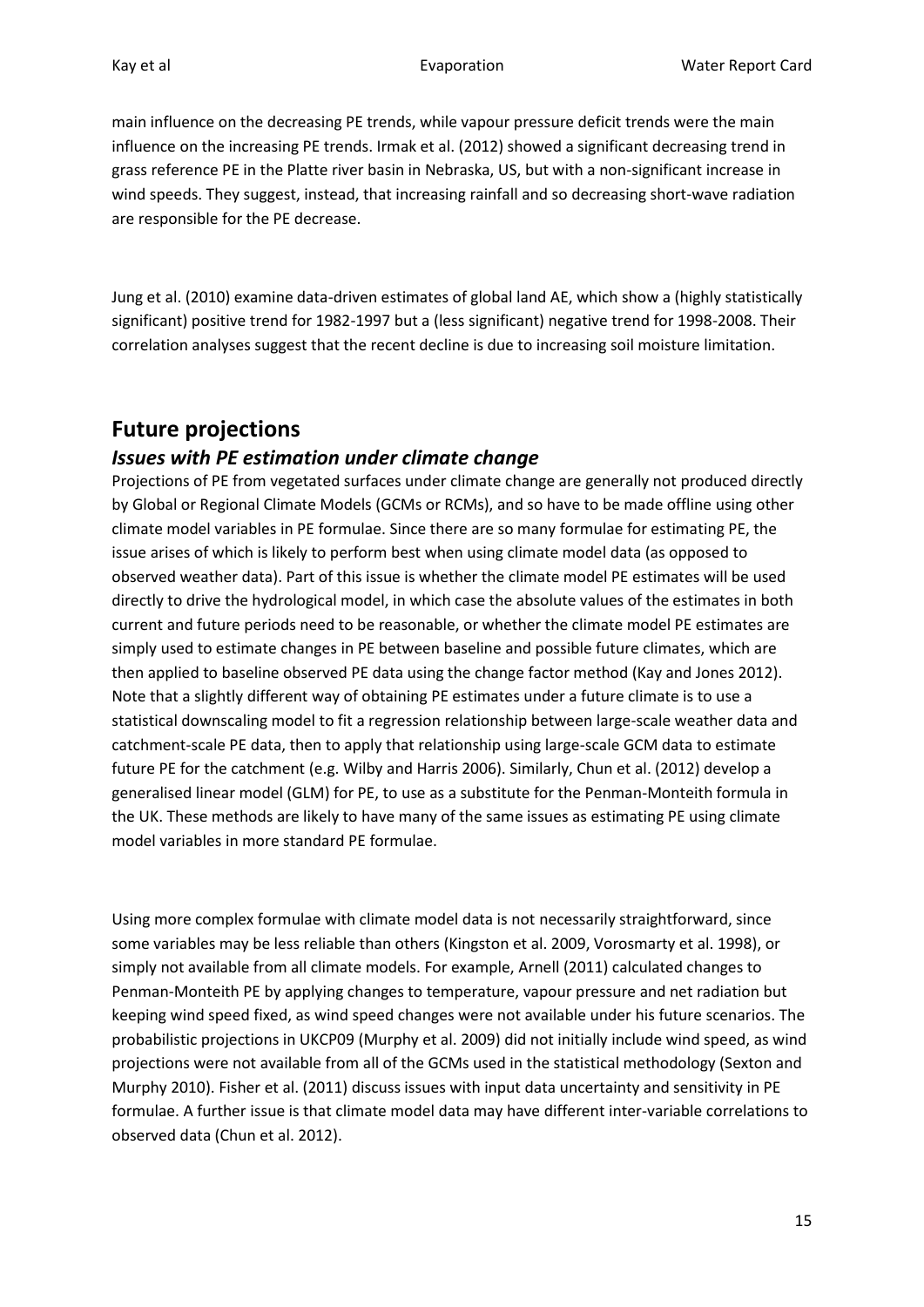main influence on the decreasing PE trends, while vapour pressure deficit trends were the main influence on the increasing PE trends. Irmak et al. (2012) showed a significant decreasing trend in grass reference PE in the Platte river basin in Nebraska, US, but with a non-significant increase in wind speeds. They suggest, instead, that increasing rainfall and so decreasing short-wave radiation are responsible for the PE decrease.

Jung et al. (2010) examine data-driven estimates of global land AE, which show a (highly statistically significant) positive trend for 1982-1997 but a (less significant) negative trend for 1998-2008. Their correlation analyses suggest that the recent decline is due to increasing soil moisture limitation.

## Future projections

### *Issues with PE estimation under climate change*

Projections of PE from vegetated surfaces under climate change are generally not produced directly by Global or Regional Climate Models (GCMs or RCMs), and so have to be made offline using other climate model variables in PE formulae. Since there are so many formulae for estimating PE, the issue arises of which is likely to perform best when using climate model data (as opposed to observed weather data). Part of this issue is whether the climate model PE estimates will be used directly to drive the hydrological model, in which case the absolute values of the estimates in both current and future periods need to be reasonable, or whether the climate model PE estimates are simply used to estimate changes in PE between baseline and possible future climates, which are then applied to baseline observed PE data using the change factor method (Kay and Jones 2012). Note that a slightly different way of obtaining PE estimates under a future climate is to use a statistical downscaling model to fit a regression relationship between large-scale weather data and catchment-scale PE data, then to apply that relationship using large-scale GCM data to estimate future PE for the catchment (e.g. Wilby and Harris 2006). Similarly, Chun et al. (2012) develop a generalised linear model (GLM) for PE, to use as a substitute for the Penman-Monteith formula in the UK. These methods are likely to have many of the same issues as estimating PE using climate model variables in more standard PE formulae.

Using more complex formulae with climate model data is not necessarily straightforward, since some variables may be less reliable than others (Kingston et al. 2009, Vorosmarty et al. 1998), or simply not available from all climate models. For example, Arnell (2011) calculated changes to Penman-Monteith PE by applying changes to temperature, vapour pressure and net radiation but keeping wind speed fixed, as wind speed changes were not available under his future scenarios. The probabilistic projections in UKCP09 (Murphy et al. 2009) did not initially include wind speed, as wind projections were not available from all of the GCMs used in the statistical methodology (Sexton and Murphy 2010). Fisher et al. (2011) discuss issues with input data uncertainty and sensitivity in PE formulae. A further issue is that climate model data may have different inter-variable correlations to observed data (Chun et al. 2012).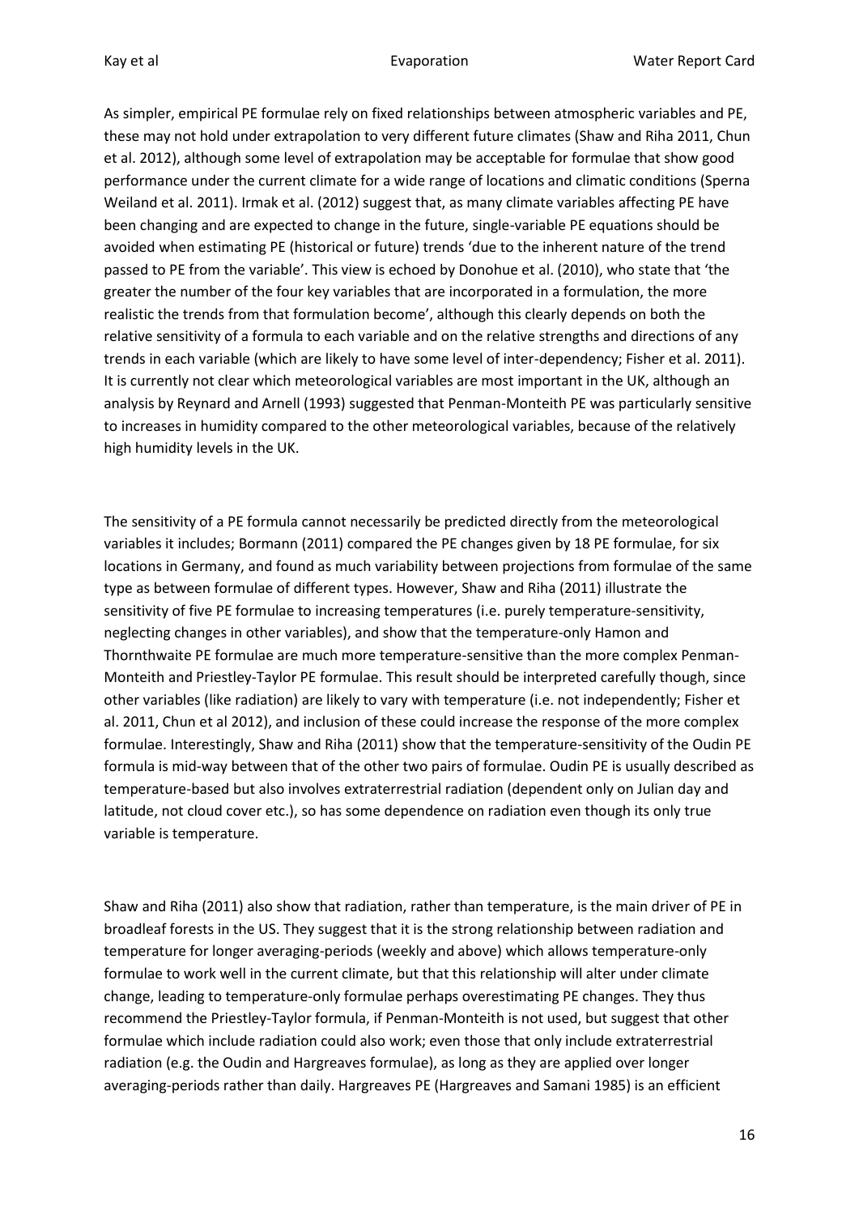As simpler, empirical PE formulae rely on fixed relationships between atmospheric variables and PE, these may not hold under extrapolation to very different future climates (Shaw and Riha 2011, Chun et al. 2012), although some level of extrapolation may be acceptable for formulae that show good performance under the current climate for a wide range of locations and climatic conditions (Sperna Weiland et al. 2011). Irmak et al. (2012) suggest that, as many climate variables affecting PE have been changing and are expected to change in the future, single-variable PE equations should be avoided when estimating PE (historical or future) trends 'due to the inherent nature of the trend passed to PE from the variable'. This view is echoed by Donohue et al. (2010), who state that 'the greater the number of the four key variables that are incorporated in a formulation, the more realistic the trends from that formulation become', although this clearly depends on both the relative sensitivity of a formula to each variable and on the relative strengths and directions of any trends in each variable (which are likely to have some level of inter-dependency; Fisher et al. 2011). It is currently not clear which meteorological variables are most important in the UK, although an analysis by Reynard and Arnell (1993) suggested that Penman-Monteith PE was particularly sensitive to increases in humidity compared to the other meteorological variables, because of the relatively high humidity levels in the UK.

The sensitivity of a PE formula cannot necessarily be predicted directly from the meteorological variables it includes; Bormann (2011) compared the PE changes given by 18 PE formulae, for six locations in Germany, and found as much variability between projections from formulae of the same type as between formulae of different types. However, Shaw and Riha (2011) illustrate the sensitivity of five PE formulae to increasing temperatures (i.e. purely temperature-sensitivity, neglecting changes in other variables), and show that the temperature-only Hamon and Thornthwaite PE formulae are much more temperature-sensitive than the more complex Penman-Monteith and Priestley-Taylor PE formulae. This result should be interpreted carefully though, since other variables (like radiation) are likely to vary with temperature (i.e. not independently; Fisher et al. 2011, Chun et al 2012), and inclusion of these could increase the response of the more complex formulae. Interestingly, Shaw and Riha (2011) show that the temperature-sensitivity of the Oudin PE formula is mid-way between that of the other two pairs of formulae. Oudin PE is usually described as temperature-based but also involves extraterrestrial radiation (dependent only on Julian day and latitude, not cloud cover etc.), so has some dependence on radiation even though its only true variable is temperature.

Shaw and Riha (2011) also show that radiation, rather than temperature, is the main driver of PE in broadleaf forests in the US. They suggest that it is the strong relationship between radiation and temperature for longer averaging-periods (weekly and above) which allows temperature-only formulae to work well in the current climate, but that this relationship will alter under climate change, leading to temperature-only formulae perhaps overestimating PE changes. They thus recommend the Priestley-Taylor formula, if Penman-Monteith is not used, but suggest that other formulae which include radiation could also work; even those that only include extraterrestrial radiation (e.g. the Oudin and Hargreaves formulae), as long as they are applied over longer averaging-periods rather than daily. Hargreaves PE (Hargreaves and Samani 1985) is an efficient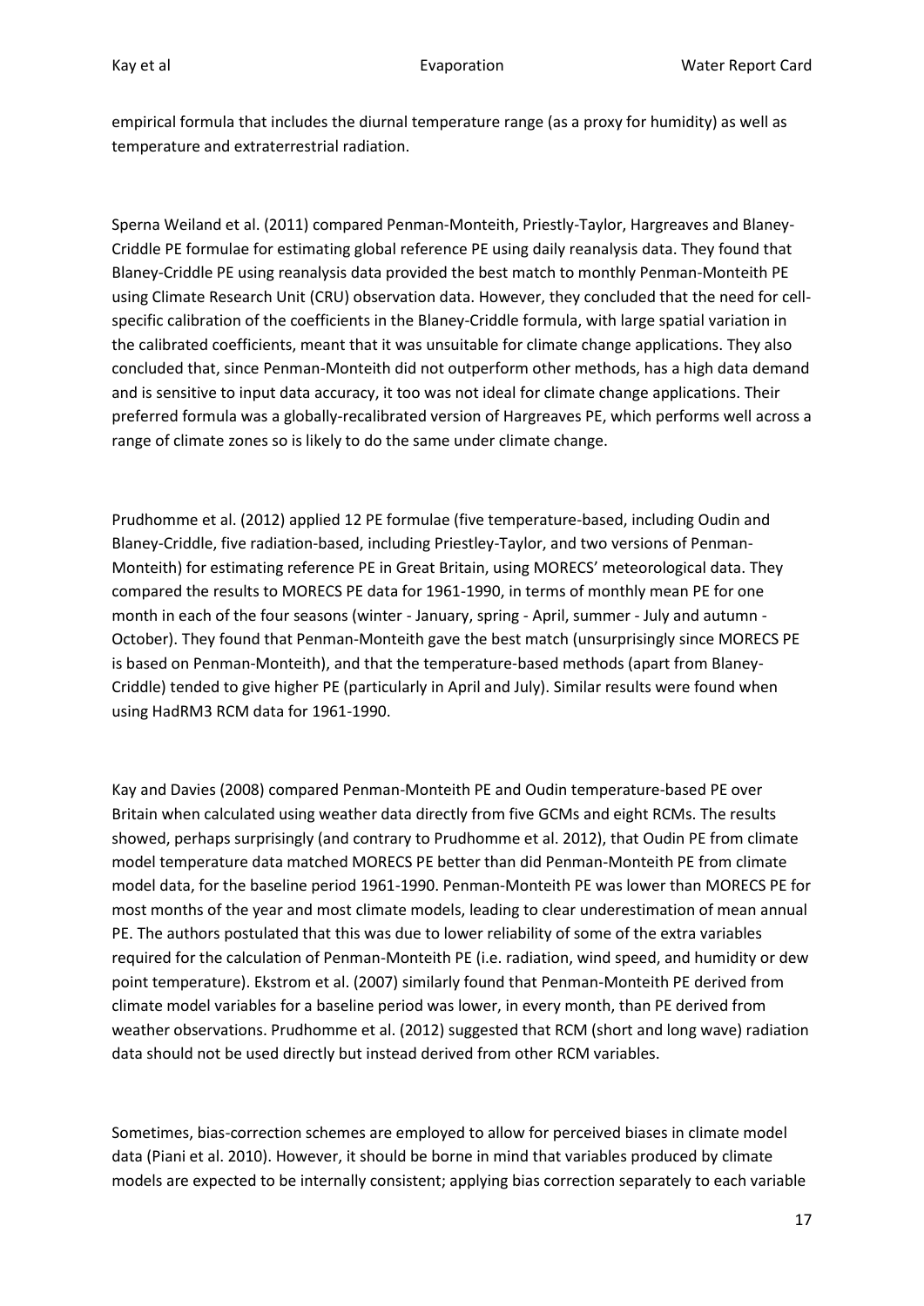empirical formula that includes the diurnal temperature range (as a proxy for humidity) as well as temperature and extraterrestrial radiation.

Sperna Weiland et al. (2011) compared Penman-Monteith, Priestly-Taylor, Hargreaves and Blaney-Criddle PE formulae for estimating global reference PE using daily reanalysis data. They found that Blaney-Criddle PE using reanalysis data provided the best match to monthly Penman-Monteith PE using Climate Research Unit (CRU) observation data. However, they concluded that the need for cell-specific calibration of the coefficients in the Blaney-Criddle formula, with large spatial variation in the calibrated coefficients, meant that it was unsuitable for climate change applications. They also concluded that, since Penman-Monteith did not outperform other methods, has a high data demand and is sensitive to input data accuracy, it too was not ideal for climate change applications. Their preferred formula was a globally-recalibrated version of Hargreaves PE, which performs well across a range of climate zones so is likely to do the same under climate change.

Prudhomme et al. (2012) applied 12 PE formulae (five temperature-based, including Oudin and Blaney-Criddle, five radiation-based, including Priestley-Taylor, and two versions of Penman-Monteith) for estimating reference PE in Great Britain, using MORECS' meteorological data. They compared the results to MORECS PE data for 1961-1990, in terms of monthly mean PE for one month in each of the four seasons (winter - January, spring - April, summer - July and autumn - October). They found that Penman-Monteith gave the best match (unsurprisingly since MORECS PE is based on Penman-Monteith), and that the temperature-based methods (apart from Blaney-Criddle) tended to give higher PE (particularly in April and July). Similar results were found when using HadRM3 RCM data for 1961-1990.

Kay and Davies (2008) compared Penman-Monteith PE and Oudin temperature-based PE over Britain when calculated using weather data directly from five GCMs and eight RCMs. The results showed, perhaps surprisingly (and contrary to Prudhomme et al. 2012), that Oudin PE from climate model temperature data matched MORECS PE better than did Penman-Monteith PE from climate model data, for the baseline period 1961-1990. Penman-Monteith PE was lower than MORECS PE for most months of the year and most climate models, leading to clear underestimation of mean annual PE. The authors postulated that this was due to lower reliability of some of the extra variables required for the calculation of Penman-Monteith PE (i.e. radiation, wind speed, and humidity or dew point temperature). Ekstrom et al. (2007) similarly found that Penman-Monteith PE derived from climate model variables for a baseline period was lower, in every month, than PE derived from weather observations. Prudhomme et al. (2012) suggested that RCM (short and long wave) radiation data should not be used directly but instead derived from other RCM variables.

Sometimes, bias-correction schemes are employed to allow for perceived biases in climate model data (Piani et al. 2010). However, it should be borne in mind that variables produced by climate models are expected to be internally consistent; applying bias correction separately to each variable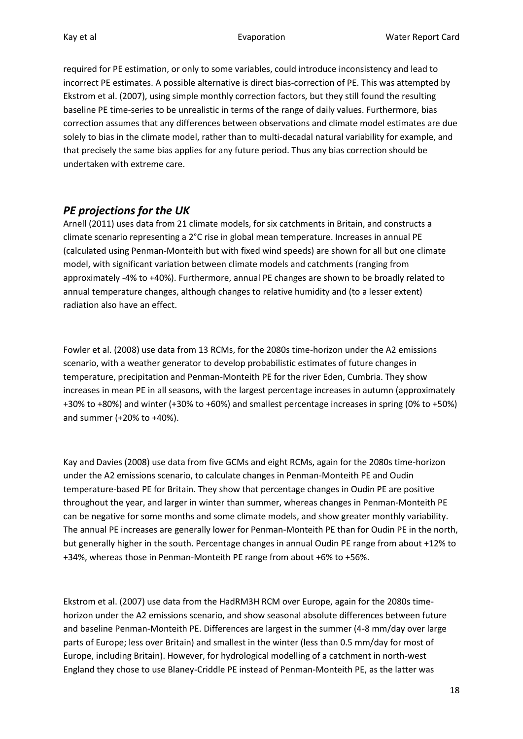required for PE estimation, or only to some variables, could introduce inconsistency and lead to incorrect PE estimates. A possible alternative is direct bias-correction of PE. This was attempted by Ekstrom et al. (2007), using simple monthly correction factors, but they still found the resulting baseline PE time-series to be unrealistic in terms of the range of daily values. Furthermore, bias correction assumes that any differences between observations and climate model estimates are due solely to bias in the climate model, rather than to multi-decadal natural variability for example, and that precisely the same bias applies for any future period. Thus any bias correction should be undertaken with extreme care.

## *PE projections for the UK*

Arnell (2011) uses data from 21 climate models, for six catchments in Britain, and constructs a climate scenario representing a 2°C rise in global mean temperature. Increases in annual PE (calculated using Penman-Monteith but with fixed wind speeds) are shown for all but one climate model, with significant variation between climate models and catchments (ranging from approximately -4% to +40%). Furthermore, annual PE changes are shown to be broadly related to annual temperature changes, although changes to relative humidity and (to a lesser extent) radiation also have an effect.

Fowler et al. (2008) use data from 13 RCMs, for the 2080s time-horizon under the A2 emissions scenario, with a weather generator to develop probabilistic estimates of future changes in temperature, precipitation and Penman-Monteith PE for the river Eden, Cumbria. They show increases in mean PE in all seasons, with the largest percentage increases in autumn (approximately +30% to +80%) and winter (+30% to +60%) and smallest percentage increases in spring (0% to +50%) and summer (+20% to +40%).

Kay and Davies (2008) use data from five GCMs and eight RCMs, again for the 2080s time-horizon under the A2 emissions scenario, to calculate changes in Penman-Monteith PE and Oudin temperature-based PE for Britain. They show that percentage changes in Oudin PE are positive throughout the year, and larger in winter than summer, whereas changes in Penman-Monteith PE can be negative for some months and some climate models, and show greater monthly variability. The annual PE increases are generally lower for Penman-Monteith PE than for Oudin PE in the north, but generally higher in the south. Percentage changes in annual Oudin PE range from about +12% to +34%, whereas those in Penman-Monteith PE range from about +6% to +56%.

Ekstrom et al. (2007) use data from the HadRM3H RCM over Europe, again for the 2080s time-horizon under the A2 emissions scenario, and show seasonal absolute differences between future and baseline Penman-Monteith PE. Differences are largest in the summer (4-8 mm/day over large parts of Europe; less over Britain) and smallest in the winter (less than 0.5 mm/day for most of Europe, including Britain). However, for hydrological modelling of a catchment in north-west England they chose to use Blaney-Criddle PE instead of Penman-Monteith PE, as the latter was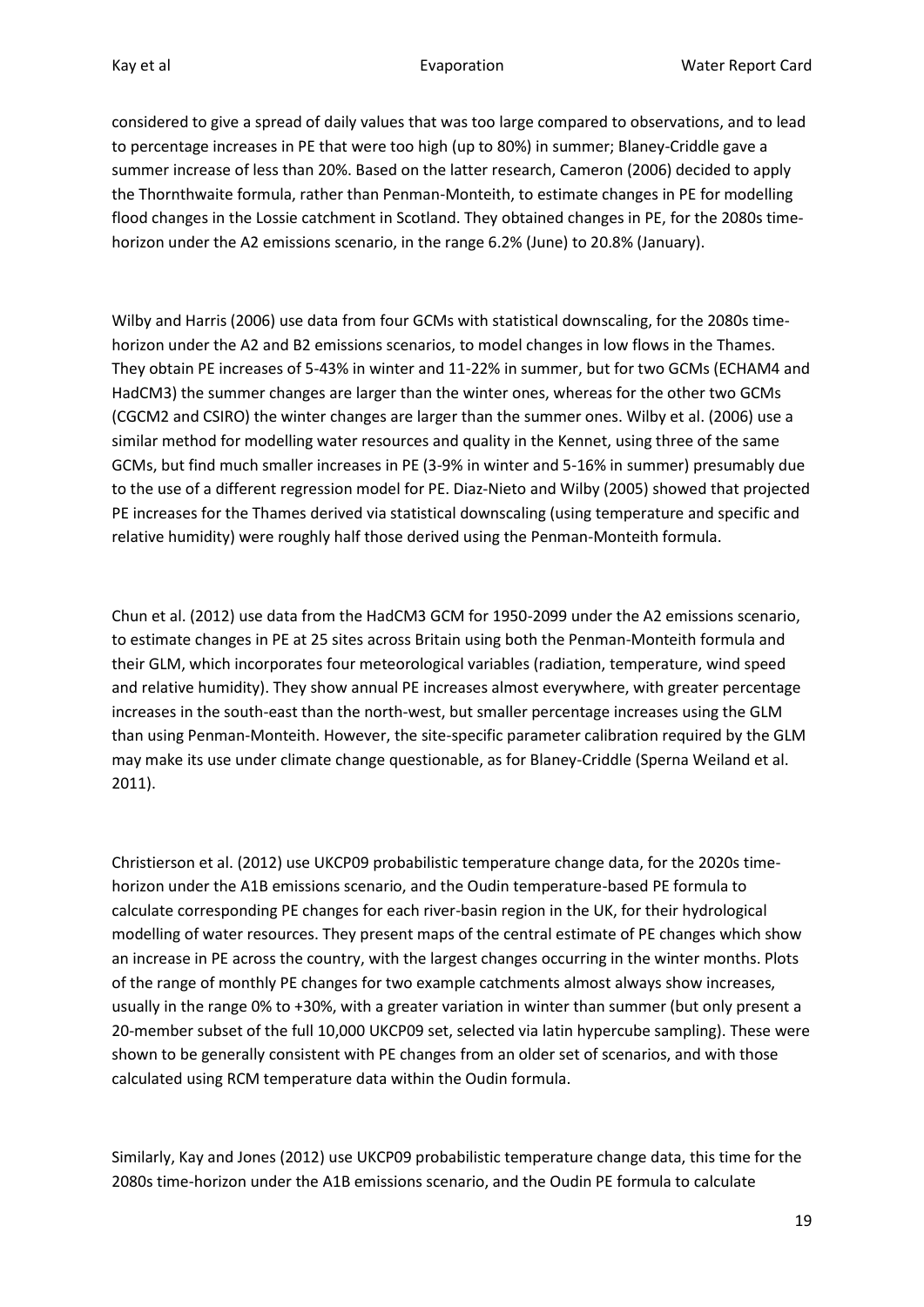considered to give a spread of daily values that was too large compared to observations, and to lead to percentage increases in PE that were too high (up to 80%) in summer; Blaney-Criddle gave a summer increase of less than 20%. Based on the latter research, Cameron (2006) decided to apply the Thornthwaite formula, rather than Penman-Monteith, to estimate changes in PE for modelling flood changes in the Lossie catchment in Scotland. They obtained changes in PE, for the 2080s time-horizon under the A2 emissions scenario, in the range 6.2% (June) to 20.8% (January).

Wilby and Harris (2006) use data from four GCMs with statistical downscaling, for the 2080s time-horizon under the A2 and B2 emissions scenarios, to model changes in low flows in the Thames. They obtain PE increases of 5-43% in winter and 11-22% in summer, but for two GCMs (ECHAM4 and HadCM3) the summer changes are larger than the winter ones, whereas for the other two GCMs (CGCM2 and CSIRO) the winter changes are larger than the summer ones. Wilby et al. (2006) use a similar method for modelling water resources and quality in the Kennet, using three of the same GCMs, but find much smaller increases in PE (3-9% in winter and 5-16% in summer) presumably due to the use of a different regression model for PE. Diaz-Nieto and Wilby (2005) showed that projected PE increases for the Thames derived via statistical downscaling (using temperature and specific and relative humidity) were roughly half those derived using the Penman-Monteith formula.

Chun et al. (2012) use data from the HadCM3 GCM for 1950-2099 under the A2 emissions scenario, to estimate changes in PE at 25 sites across Britain using both the Penman-Monteith formula and their GLM, which incorporates four meteorological variables (radiation, temperature, wind speed and relative humidity). They show annual PE increases almost everywhere, with greater percentage increases in the south-east than the north-west, but smaller percentage increases using the GLM than using Penman-Monteith. However, the site-specific parameter calibration required by the GLM may make its use under climate change questionable, as for Blaney-Criddle (Sperna Weiland et al. 2011).

Christierson et al. (2012) use UKCP09 probabilistic temperature change data, for the 2020s time-horizon under the A1B emissions scenario, and the Oudin temperature-based PE formula to calculate corresponding PE changes for each river-basin region in the UK, for their hydrological modelling of water resources. They present maps of the central estimate of PE changes which show an increase in PE across the country, with the largest changes occurring in the winter months. Plots of the range of monthly PE changes for two example catchments almost always show increases, usually in the range 0% to +30%, with a greater variation in winter than summer (but only present a 20-member subset of the full 10,000 UKCP09 set, selected via latin hypercube sampling). These were shown to be generally consistent with PE changes from an older set of scenarios, and with those calculated using RCM temperature data within the Oudin formula.

Similarly, Kay and Jones (2012) use UKCP09 probabilistic temperature change data, this time for the 2080s time-horizon under the A1B emissions scenario, and the Oudin PE formula to calculate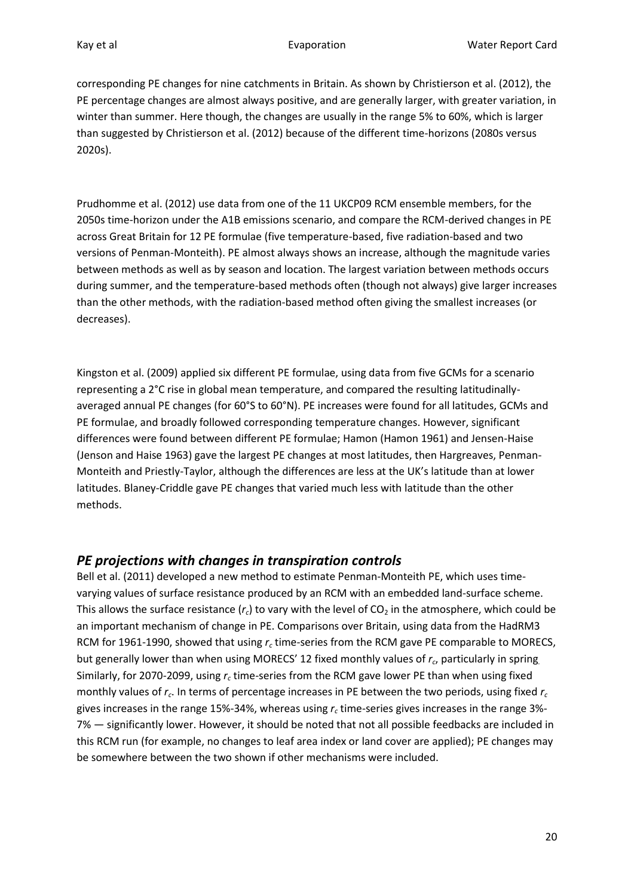corresponding PE changes for nine catchments in Britain. As shown by Christierson et al. (2012), the PE percentage changes are almost always positive, and are generally larger, with greater variation, in winter than summer. Here though, the changes are usually in the range 5% to 60%, which is larger than suggested by Christierson et al. (2012) because of the different time-horizons (2080s versus 2020s).

Prudhomme et al. (2012) use data from one of the 11 UKCP09 RCM ensemble members, for the 2050s time-horizon under the A1B emissions scenario, and compare the RCM-derived changes in PE across Great Britain for 12 PE formulae (five temperature-based, five radiation-based and two versions of Penman-Monteith). PE almost always shows an increase, although the magnitude varies between methods as well as by season and location. The largest variation between methods occurs during summer, and the temperature-based methods often (though not always) give larger increases than the other methods, with the radiation-based method often giving the smallest increases (or decreases).

Kingston et al. (2009) applied six different PE formulae, using data from five GCMs for a scenario representing a 2°C rise in global mean temperature, and compared the resulting latitudinally-averaged annual PE changes (for 60°S to 60°N). PE increases were found for all latitudes, GCMs and PE formulae, and broadly followed corresponding temperature changes. However, significant differences were found between different PE formulae; Hamon (Hamon 1961) and Jensen-Haise (Jenson and Haise 1963) gave the largest PE changes at most latitudes, then Hargreaves, Penman-Monteith and Priestly-Taylor, although the differences are less at the UK's latitude than at lower latitudes. Blaney-Criddle gave PE changes that varied much less with latitude than the other methods.

## *PE projections with changes in transpiration controls*

Bell et al. (2011) developed a new method to estimate Penman-Monteith PE, which uses time-varying values of surface resistance produced by an RCM with an embedded land-surface scheme. This allows the surface resistance ($r_c$) to vary with the level of $CO_2$ in the atmosphere, which could be an important mechanism of change in PE. Comparisons over Britain, using data from the HadRM3 RCM for 1961-1990, showed that using $r_c$ time-series from the RCM gave PE comparable to MORECS, but generally lower than when using MORECS' 12 fixed monthly values of $r_c$, particularly in spring. Similarly, for 2070-2099, using $r_c$ time-series from the RCM gave lower PE than when using fixed monthly values of $r_c$. In terms of percentage increases in PE between the two periods, using fixed $r_c$ gives increases in the range 15%-34%, whereas using $r_c$ time-series gives increases in the range 3%-7% — significantly lower. However, it should be noted that not all possible feedbacks are included in this RCM run (for example, no changes to leaf area index or land cover are applied); PE changes may be somewhere between the two shown if other mechanisms were included.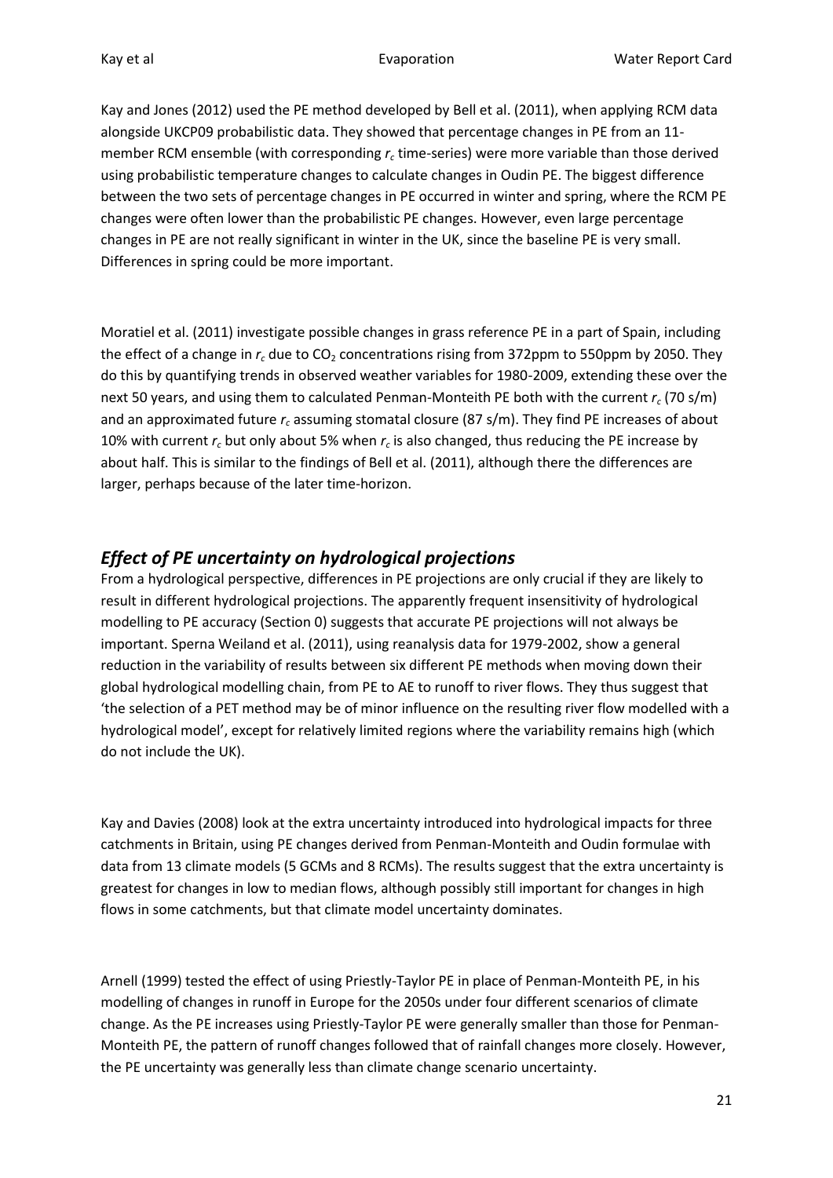Kay and Jones (2012) used the PE method developed by Bell et al. (2011), when applying RCM data alongside UKCP09 probabilistic data. They showed that percentage changes in PE from an 11-member RCM ensemble (with corresponding $r_c$ time-series) were more variable than those derived using probabilistic temperature changes to calculate changes in Oudin PE. The biggest difference between the two sets of percentage changes in PE occurred in winter and spring, where the RCM PE changes were often lower than the probabilistic PE changes. However, even large percentage changes in PE are not really significant in winter in the UK, since the baseline PE is very small. Differences in spring could be more important.

Moratiel et al. (2011) investigate possible changes in grass reference PE in a part of Spain, including the effect of a change in $r_c$ due to $CO_2$ concentrations rising from 372ppm to 550ppm by 2050. They do this by quantifying trends in observed weather variables for 1980-2009, extending these over the next 50 years, and using them to calculated Penman-Monteith PE both with the current $r_c$ (70 s/m) and an approximated future $r_c$ assuming stomatal closure (87 s/m). They find PE increases of about 10% with current $r_c$ but only about 5% when $r_c$ is also changed, thus reducing the PE increase by about half. This is similar to the findings of Bell et al. (2011), although there the differences are larger, perhaps because of the later time-horizon.

## *Effect of PE uncertainty on hydrological projections*

From a hydrological perspective, differences in PE projections are only crucial if they are likely to result in different hydrological projections. The apparently frequent insensitivity of hydrological modelling to PE accuracy (Section 0) suggests that accurate PE projections will not always be important. Sperna Weiland et al. (2011), using reanalysis data for 1979-2002, show a general reduction in the variability of results between six different PE methods when moving down their global hydrological modelling chain, from PE to AE to runoff to river flows. They thus suggest that 'the selection of a PET method may be of minor influence on the resulting river flow modelled with a hydrological model', except for relatively limited regions where the variability remains high (which do not include the UK).

Kay and Davies (2008) look at the extra uncertainty introduced into hydrological impacts for three catchments in Britain, using PE changes derived from Penman-Monteith and Oudin formulae with data from 13 climate models (5 GCMs and 8 RCMs). The results suggest that the extra uncertainty is greatest for changes in low to median flows, although possibly still important for changes in high flows in some catchments, but that climate model uncertainty dominates.

Arnell (1999) tested the effect of using Priestly-Taylor PE in place of Penman-Monteith PE, in his modelling of changes in runoff in Europe for the 2050s under four different scenarios of climate change. As the PE increases using Priestly-Taylor PE were generally smaller than those for Penman-Monteith PE, the pattern of runoff changes followed that of rainfall changes more closely. However, the PE uncertainty was generally less than climate change scenario uncertainty.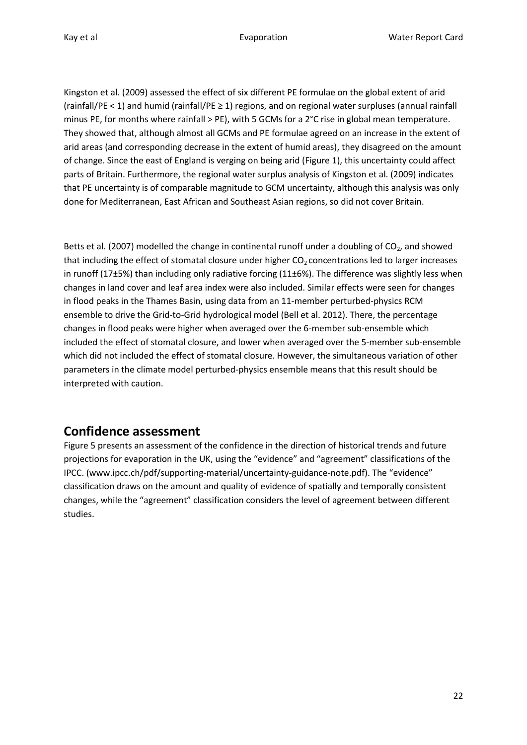Kingston et al. (2009) assessed the effect of six different PE formulae on the global extent of arid (rainfall/PE < 1) and humid (rainfall/PE ≥ 1) regions, and on regional water surpluses (annual rainfall minus PE, for months where rainfall > PE), with 5 GCMs for a 2°C rise in global mean temperature. They showed that, although almost all GCMs and PE formulae agreed on an increase in the extent of arid areas (and corresponding decrease in the extent of humid areas), they disagreed on the amount of change. Since the east of England is verging on being arid (Figure 1), this uncertainty could affect parts of Britain. Furthermore, the regional water surplus analysis of Kingston et al. (2009) indicates that PE uncertainty is of comparable magnitude to GCM uncertainty, although this analysis was only done for Mediterranean, East African and Southeast Asian regions, so did not cover Britain.

Betts et al. (2007) modelled the change in continental runoff under a doubling of $CO_2$, and showed that including the effect of stomatal closure under higher $CO_2$ concentrations led to larger increases in runoff (17±5%) than including only radiative forcing (11±6%). The difference was slightly less when changes in land cover and leaf area index were also included. Similar effects were seen for changes in flood peaks in the Thames Basin, using data from an 11-member perturbed-physics RCM ensemble to drive the Grid-to-Grid hydrological model (Bell et al. 2012). There, the percentage changes in flood peaks were higher when averaged over the 6-member sub-ensemble which included the effect of stomatal closure, and lower when averaged over the 5-member sub-ensemble which did not included the effect of stomatal closure. However, the simultaneous variation of other parameters in the climate model perturbed-physics ensemble means that this result should be interpreted with caution.

## Confidence assessment

Figure 5 presents an assessment of the confidence in the direction of historical trends and future projections for evaporation in the UK, using the "evidence" and "agreement" classifications of the IPCC. (www.ipcc.ch/pdf/supporting-material/uncertainty-guidance-note.pdf). The "evidence" classification draws on the amount and quality of evidence of spatially and temporally consistent changes, while the "agreement" classification considers the level of agreement between different studies.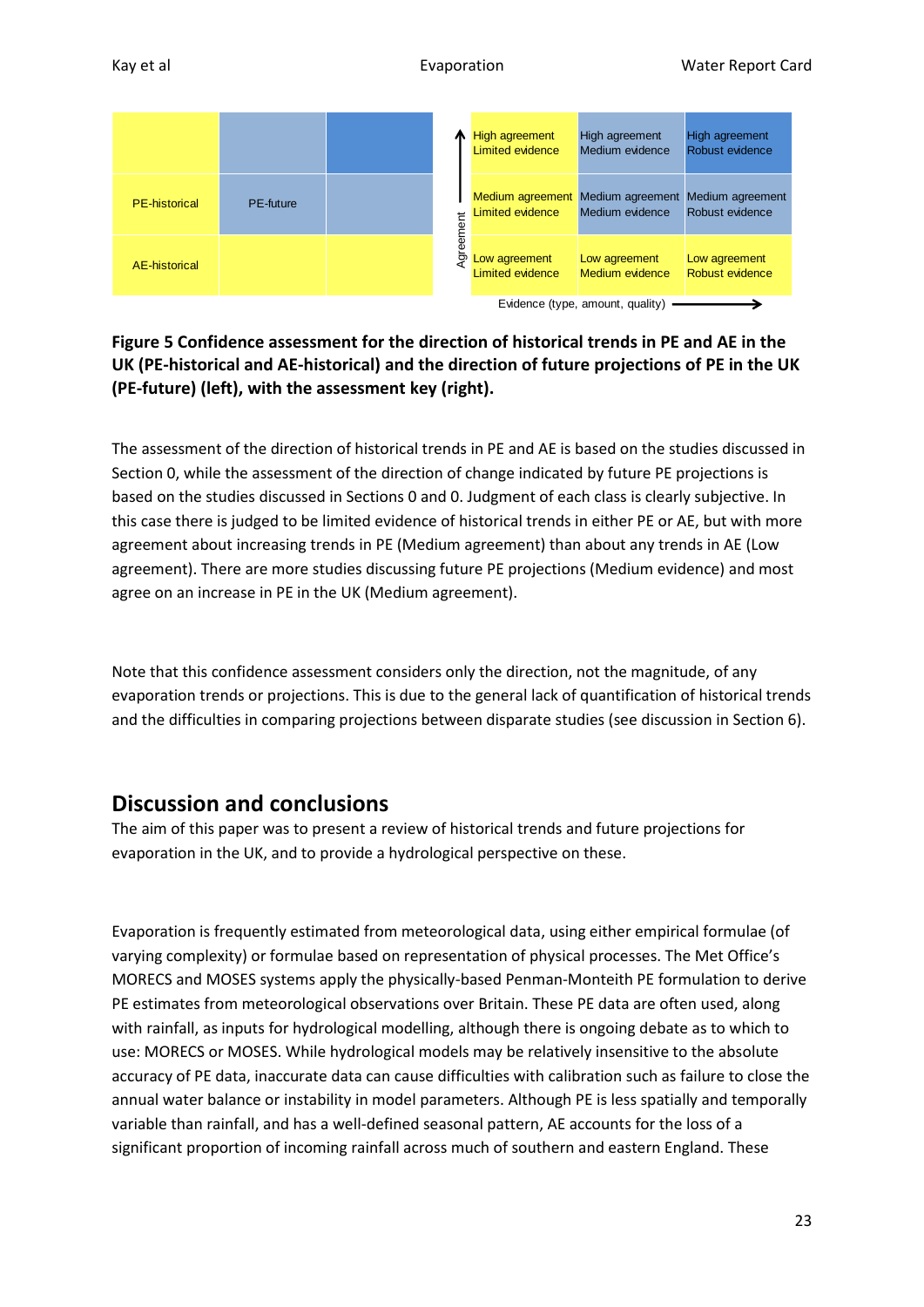| | | |
|---|---|---|
| | | |
| PE-historical | PE-future | |
| AE-historical | | |

| Agreement ↑ | | | |
|---|---|---|---|
| | High agreement Limited evidence | High agreement Medium evidence | High agreement Robust evidence |
| | Medium agreement Limited evidence | Medium agreement Medium evidence | Medium agreement Robust evidence |
| | Low agreement Limited evidence | Low agreement Medium evidence | Low agreement Robust evidence |
| | Evidence (type, amount, quality) → | | |

**Figure 5 Confidence assessment for the direction of historical trends in PE and AE in the UK (PE-historical and AE-historical) and the direction of future projections of PE in the UK (PE-future) (left), with the assessment key (right).**

The assessment of the direction of historical trends in PE and AE is based on the studies discussed in Section 0, while the assessment of the direction of change indicated by future PE projections is based on the studies discussed in Sections 0 and 0. Judgment of each class is clearly subjective. In this case there is judged to be limited evidence of historical trends in either PE or AE, but with more agreement about increasing trends in PE (Medium agreement) than about any trends in AE (Low agreement). There are more studies discussing future PE projections (Medium evidence) and most agree on an increase in PE in the UK (Medium agreement).

Note that this confidence assessment considers only the direction, not the magnitude, of any evaporation trends or projections. This is due to the general lack of quantification of historical trends and the difficulties in comparing projections between disparate studies (see discussion in Section 6).

## Discussion and conclusions

The aim of this paper was to present a review of historical trends and future projections for evaporation in the UK, and to provide a hydrological perspective on these.

Evaporation is frequently estimated from meteorological data, using either empirical formulae (of varying complexity) or formulae based on representation of physical processes. The Met Office's MORECS and MOSES systems apply the physically-based Penman-Monteith PE formulation to derive PE estimates from meteorological observations over Britain. These PE data are often used, along with rainfall, as inputs for hydrological modelling, although there is ongoing debate as to which to use: MORECS or MOSES. While hydrological models may be relatively insensitive to the absolute accuracy of PE data, inaccurate data can cause difficulties with calibration such as failure to close the annual water balance or instability in model parameters. Although PE is less spatially and temporally variable than rainfall, and has a well-defined seasonal pattern, AE accounts for the loss of a significant proportion of incoming rainfall across much of southern and eastern England. These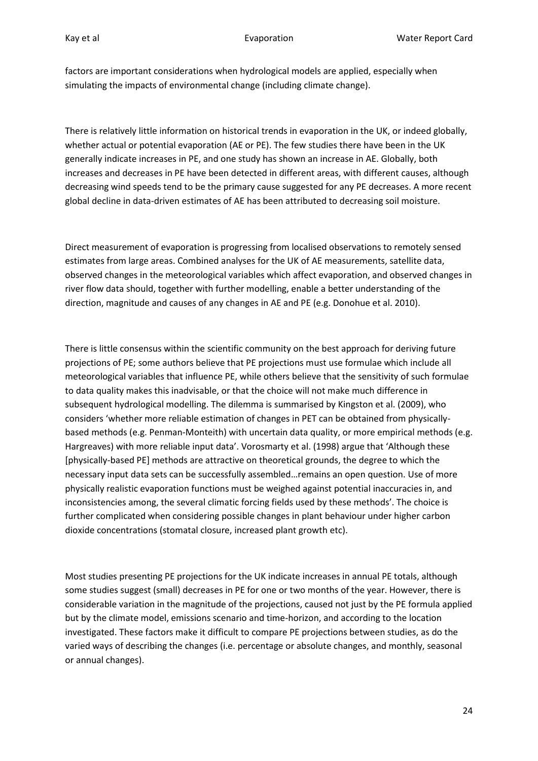factors are important considerations when hydrological models are applied, especially when simulating the impacts of environmental change (including climate change).

There is relatively little information on historical trends in evaporation in the UK, or indeed globally, whether actual or potential evaporation (AE or PE). The few studies there have been in the UK generally indicate increases in PE, and one study has shown an increase in AE. Globally, both increases and decreases in PE have been detected in different areas, with different causes, although decreasing wind speeds tend to be the primary cause suggested for any PE decreases. A more recent global decline in data-driven estimates of AE has been attributed to decreasing soil moisture.

Direct measurement of evaporation is progressing from localised observations to remotely sensed estimates from large areas. Combined analyses for the UK of AE measurements, satellite data, observed changes in the meteorological variables which affect evaporation, and observed changes in river flow data should, together with further modelling, enable a better understanding of the direction, magnitude and causes of any changes in AE and PE (e.g. Donohue et al. 2010).

There is little consensus within the scientific community on the best approach for deriving future projections of PE; some authors believe that PE projections must use formulae which include all meteorological variables that influence PE, while others believe that the sensitivity of such formulae to data quality makes this inadvisable, or that the choice will not make much difference in subsequent hydrological modelling. The dilemma is summarised by Kingston et al. (2009), who considers 'whether more reliable estimation of changes in PET can be obtained from physically-based methods (e.g. Penman-Monteith) with uncertain data quality, or more empirical methods (e.g. Hargreaves) with more reliable input data'. Vorosmarty et al. (1998) argue that 'Although these [physically-based PE] methods are attractive on theoretical grounds, the degree to which the necessary input data sets can be successfully assembled…remains an open question. Use of more physically realistic evaporation functions must be weighed against potential inaccuracies in, and inconsistencies among, the several climatic forcing fields used by these methods'. The choice is further complicated when considering possible changes in plant behaviour under higher carbon dioxide concentrations (stomatal closure, increased plant growth etc).

Most studies presenting PE projections for the UK indicate increases in annual PE totals, although some studies suggest (small) decreases in PE for one or two months of the year. However, there is considerable variation in the magnitude of the projections, caused not just by the PE formula applied but by the climate model, emissions scenario and time-horizon, and according to the location investigated. These factors make it difficult to compare PE projections between studies, as do the varied ways of describing the changes (i.e. percentage or absolute changes, and monthly, seasonal or annual changes).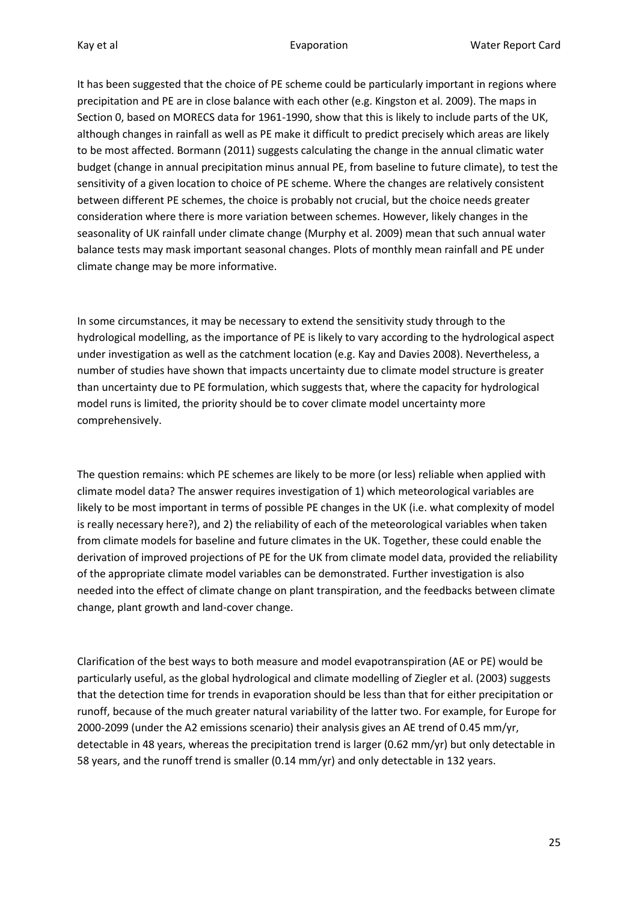It has been suggested that the choice of PE scheme could be particularly important in regions where precipitation and PE are in close balance with each other (e.g. Kingston et al. 2009). The maps in Section 0, based on MORECS data for 1961-1990, show that this is likely to include parts of the UK, although changes in rainfall as well as PE make it difficult to predict precisely which areas are likely to be most affected. Bormann (2011) suggests calculating the change in the annual climatic water budget (change in annual precipitation minus annual PE, from baseline to future climate), to test the sensitivity of a given location to choice of PE scheme. Where the changes are relatively consistent between different PE schemes, the choice is probably not crucial, but the choice needs greater consideration where there is more variation between schemes. However, likely changes in the seasonality of UK rainfall under climate change (Murphy et al. 2009) mean that such annual water balance tests may mask important seasonal changes. Plots of monthly mean rainfall and PE under climate change may be more informative.

In some circumstances, it may be necessary to extend the sensitivity study through to the hydrological modelling, as the importance of PE is likely to vary according to the hydrological aspect under investigation as well as the catchment location (e.g. Kay and Davies 2008). Nevertheless, a number of studies have shown that impacts uncertainty due to climate model structure is greater than uncertainty due to PE formulation, which suggests that, where the capacity for hydrological model runs is limited, the priority should be to cover climate model uncertainty more comprehensively.

The question remains: which PE schemes are likely to be more (or less) reliable when applied with climate model data? The answer requires investigation of 1) which meteorological variables are likely to be most important in terms of possible PE changes in the UK (i.e. what complexity of model is really necessary here?), and 2) the reliability of each of the meteorological variables when taken from climate models for baseline and future climates in the UK. Together, these could enable the derivation of improved projections of PE for the UK from climate model data, provided the reliability of the appropriate climate model variables can be demonstrated. Further investigation is also needed into the effect of climate change on plant transpiration, and the feedbacks between climate change, plant growth and land-cover change.

Clarification of the best ways to both measure and model evapotranspiration (AE or PE) would be particularly useful, as the global hydrological and climate modelling of Ziegler et al. (2003) suggests that the detection time for trends in evaporation should be less than that for either precipitation or runoff, because of the much greater natural variability of the latter two. For example, for Europe for 2000-2099 (under the A2 emissions scenario) their analysis gives an AE trend of 0.45 mm/yr, detectable in 48 years, whereas the precipitation trend is larger (0.62 mm/yr) but only detectable in 58 years, and the runoff trend is smaller (0.14 mm/yr) and only detectable in 132 years.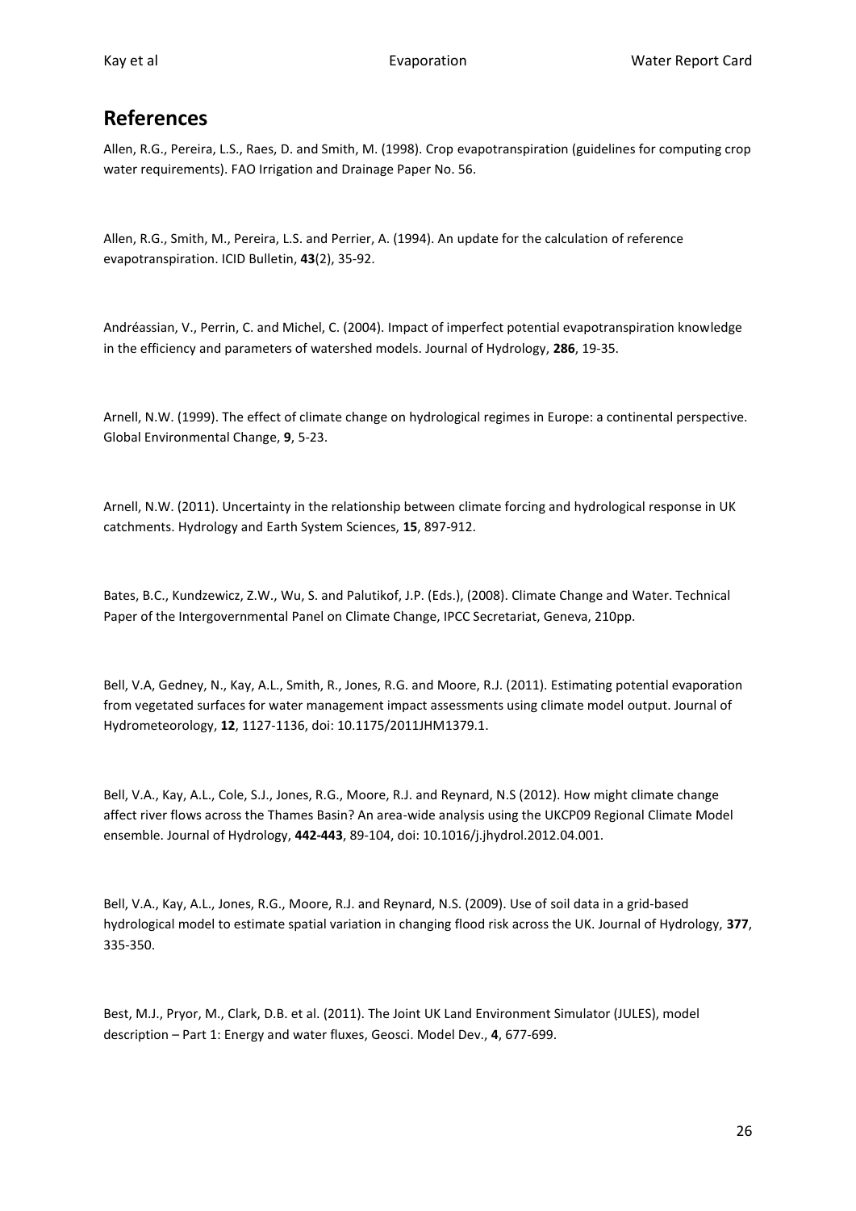## References

Allen, R.G., Pereira, L.S., Raes, D. and Smith, M. (1998). Crop evapotranspiration (guidelines for computing crop water requirements). FAO Irrigation and Drainage Paper No. 56.

Allen, R.G., Smith, M., Pereira, L.S. and Perrier, A. (1994). An update for the calculation of reference evapotranspiration. ICID Bulletin, **43**(2), 35-92.

Andréassian, V., Perrin, C. and Michel, C. (2004). Impact of imperfect potential evapotranspiration knowledge in the efficiency and parameters of watershed models. Journal of Hydrology, **286**, 19-35.

Arnell, N.W. (1999). The effect of climate change on hydrological regimes in Europe: a continental perspective. Global Environmental Change, **9**, 5-23.

Arnell, N.W. (2011). Uncertainty in the relationship between climate forcing and hydrological response in UK catchments. Hydrology and Earth System Sciences, **15**, 897-912.

Bates, B.C., Kundzewicz, Z.W., Wu, S. and Palutikof, J.P. (Eds.), (2008). Climate Change and Water. Technical Paper of the Intergovernmental Panel on Climate Change, IPCC Secretariat, Geneva, 210pp.

Bell, V.A, Gedney, N., Kay, A.L., Smith, R., Jones, R.G. and Moore, R.J. (2011). Estimating potential evaporation from vegetated surfaces for water management impact assessments using climate model output. Journal of Hydrometeorology, **12**, 1127-1136, doi: 10.1175/2011JHM1379.1.

Bell, V.A., Kay, A.L., Cole, S.J., Jones, R.G., Moore, R.J. and Reynard, N.S (2012). How might climate change affect river flows across the Thames Basin? An area-wide analysis using the UKCP09 Regional Climate Model ensemble. Journal of Hydrology, **442-443**, 89-104, doi: 10.1016/j.jhydrol.2012.04.001.

Bell, V.A., Kay, A.L., Jones, R.G., Moore, R.J. and Reynard, N.S. (2009). Use of soil data in a grid-based hydrological model to estimate spatial variation in changing flood risk across the UK. Journal of Hydrology, **377**, 335-350.

Best, M.J., Pryor, M., Clark, D.B. et al. (2011). The Joint UK Land Environment Simulator (JULES), model description – Part 1: Energy and water fluxes, Geosci. Model Dev., **4**, 677-699.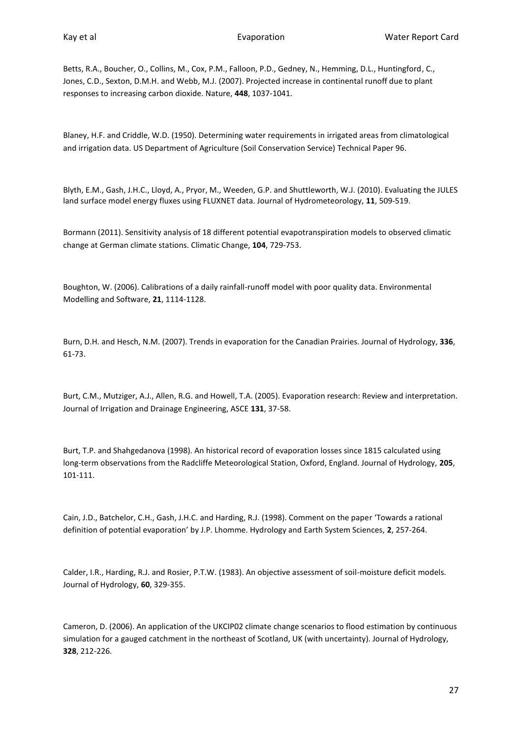Betts, R.A., Boucher, O., Collins, M., Cox, P.M., Falloon, P.D., Gedney, N., Hemming, D.L., Huntingford, C., Jones, C.D., Sexton, D.M.H. and Webb, M.J. (2007). Projected increase in continental runoff due to plant responses to increasing carbon dioxide. Nature, **448**, 1037-1041.

Blaney, H.F. and Criddle, W.D. (1950). Determining water requirements in irrigated areas from climatological and irrigation data. US Department of Agriculture (Soil Conservation Service) Technical Paper 96.

Blyth, E.M., Gash, J.H.C., Lloyd, A., Pryor, M., Weeden, G.P. and Shuttleworth, W.J. (2010). Evaluating the JULES land surface model energy fluxes using FLUXNET data. Journal of Hydrometeorology, **11**, 509-519.

Bormann (2011). Sensitivity analysis of 18 different potential evapotranspiration models to observed climatic change at German climate stations. Climatic Change, **104**, 729-753.

Boughton, W. (2006). Calibrations of a daily rainfall-runoff model with poor quality data. Environmental Modelling and Software, **21**, 1114-1128.

Burn, D.H. and Hesch, N.M. (2007). Trends in evaporation for the Canadian Prairies. Journal of Hydrology, **336**, 61-73.

Burt, C.M., Mutziger, A.J., Allen, R.G. and Howell, T.A. (2005). Evaporation research: Review and interpretation. Journal of Irrigation and Drainage Engineering, ASCE **131**, 37-58.

Burt, T.P. and Shahgedanova (1998). An historical record of evaporation losses since 1815 calculated using long-term observations from the Radcliffe Meteorological Station, Oxford, England. Journal of Hydrology, **205**, 101-111.

Cain, J.D., Batchelor, C.H., Gash, J.H.C. and Harding, R.J. (1998). Comment on the paper 'Towards a rational definition of potential evaporation' by J.P. Lhomme. Hydrology and Earth System Sciences, **2**, 257-264.

Calder, I.R., Harding, R.J. and Rosier, P.T.W. (1983). An objective assessment of soil-moisture deficit models. Journal of Hydrology, **60**, 329-355.

Cameron, D. (2006). An application of the UKCIP02 climate change scenarios to flood estimation by continuous simulation for a gauged catchment in the northeast of Scotland, UK (with uncertainty). Journal of Hydrology, **328**, 212-226.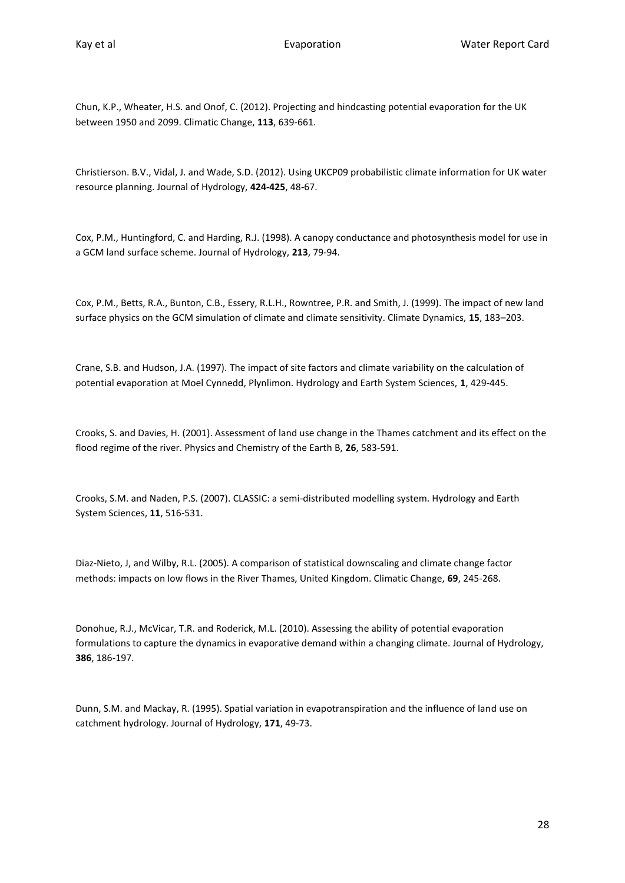Chun, K.P., Wheater, H.S. and Onof, C. (2012). Projecting and hindcasting potential evaporation for the UK between 1950 and 2099. Climatic Change, **113**, 639-661.

Christierson. B.V., Vidal, J. and Wade, S.D. (2012). Using UKCP09 probabilistic climate information for UK water resource planning. Journal of Hydrology, **424-425**, 48-67.

Cox, P.M., Huntingford, C. and Harding, R.J. (1998). A canopy conductance and photosynthesis model for use in a GCM land surface scheme. Journal of Hydrology, **213**, 79-94.

Cox, P.M., Betts, R.A., Bunton, C.B., Essery, R.L.H., Rowntree, P.R. and Smith, J. (1999). The impact of new land surface physics on the GCM simulation of climate and climate sensitivity. Climate Dynamics, **15**, 183–203.

Crane, S.B. and Hudson, J.A. (1997). The impact of site factors and climate variability on the calculation of potential evaporation at Moel Cynnedd, Plynlimon. Hydrology and Earth System Sciences, **1**, 429-445.

Crooks, S. and Davies, H. (2001). Assessment of land use change in the Thames catchment and its effect on the flood regime of the river. Physics and Chemistry of the Earth B, **26**, 583-591.

Crooks, S.M. and Naden, P.S. (2007). CLASSIC: a semi-distributed modelling system. Hydrology and Earth System Sciences, **11**, 516-531.

Diaz-Nieto, J, and Wilby, R.L. (2005). A comparison of statistical downscaling and climate change factor methods: impacts on low flows in the River Thames, United Kingdom. Climatic Change, **69**, 245-268.

Donohue, R.J., McVicar, T.R. and Roderick, M.L. (2010). Assessing the ability of potential evaporation formulations to capture the dynamics in evaporative demand within a changing climate. Journal of Hydrology, **386**, 186-197.

Dunn, S.M. and Mackay, R. (1995). Spatial variation in evapotranspiration and the influence of land use on catchment hydrology. Journal of Hydrology, **171**, 49-73.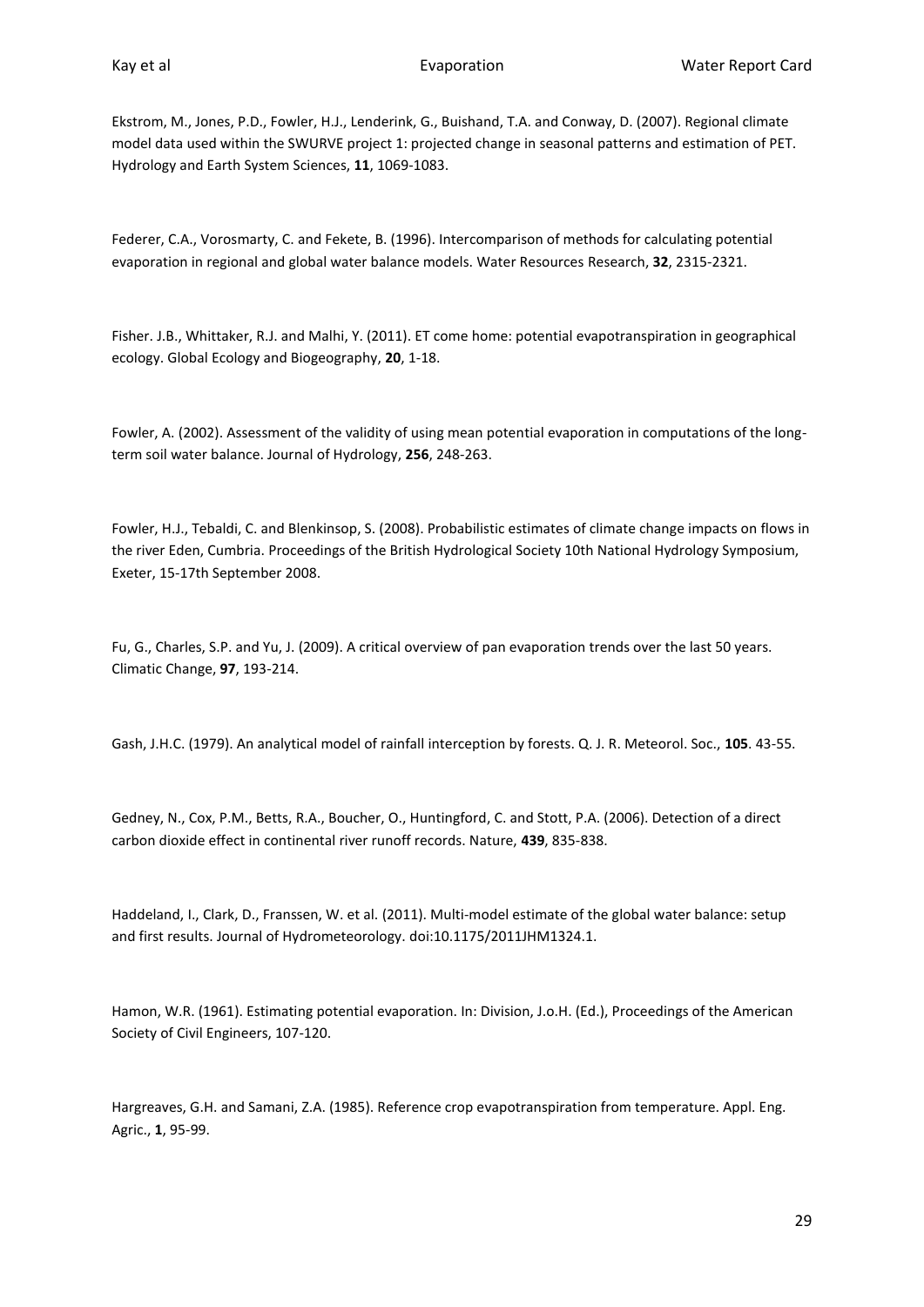Ekstrom, M., Jones, P.D., Fowler, H.J., Lenderink, G., Buishand, T.A. and Conway, D. (2007). Regional climate model data used within the SWURVE project 1: projected change in seasonal patterns and estimation of PET. Hydrology and Earth System Sciences, **11**, 1069-1083.

Federer, C.A., Vorosmarty, C. and Fekete, B. (1996). Intercomparison of methods for calculating potential evaporation in regional and global water balance models. Water Resources Research, **32**, 2315-2321.

Fisher. J.B., Whittaker, R.J. and Malhi, Y. (2011). ET come home: potential evapotranspiration in geographical ecology. Global Ecology and Biogeography, **20**, 1-18.

Fowler, A. (2002). Assessment of the validity of using mean potential evaporation in computations of the long-term soil water balance. Journal of Hydrology, **256**, 248-263.

Fowler, H.J., Tebaldi, C. and Blenkinsop, S. (2008). Probabilistic estimates of climate change impacts on flows in the river Eden, Cumbria. Proceedings of the British Hydrological Society 10th National Hydrology Symposium, Exeter, 15-17th September 2008.

Fu, G., Charles, S.P. and Yu, J. (2009). A critical overview of pan evaporation trends over the last 50 years. Climatic Change, **97**, 193-214.

Gash, J.H.C. (1979). An analytical model of rainfall interception by forests. Q. J. R. Meteorol. Soc., **105**. 43-55.

Gedney, N., Cox, P.M., Betts, R.A., Boucher, O., Huntingford, C. and Stott, P.A. (2006). Detection of a direct carbon dioxide effect in continental river runoff records. Nature, **439**, 835-838.

Haddeland, I., Clark, D., Franssen, W. et al. (2011). Multi-model estimate of the global water balance: setup and first results. Journal of Hydrometeorology. doi:10.1175/2011JHM1324.1.

Hamon, W.R. (1961). Estimating potential evaporation. In: Division, J.o.H. (Ed.), Proceedings of the American Society of Civil Engineers, 107-120.

Hargreaves, G.H. and Samani, Z.A. (1985). Reference crop evapotranspiration from temperature. Appl. Eng. Agric., **1**, 95-99.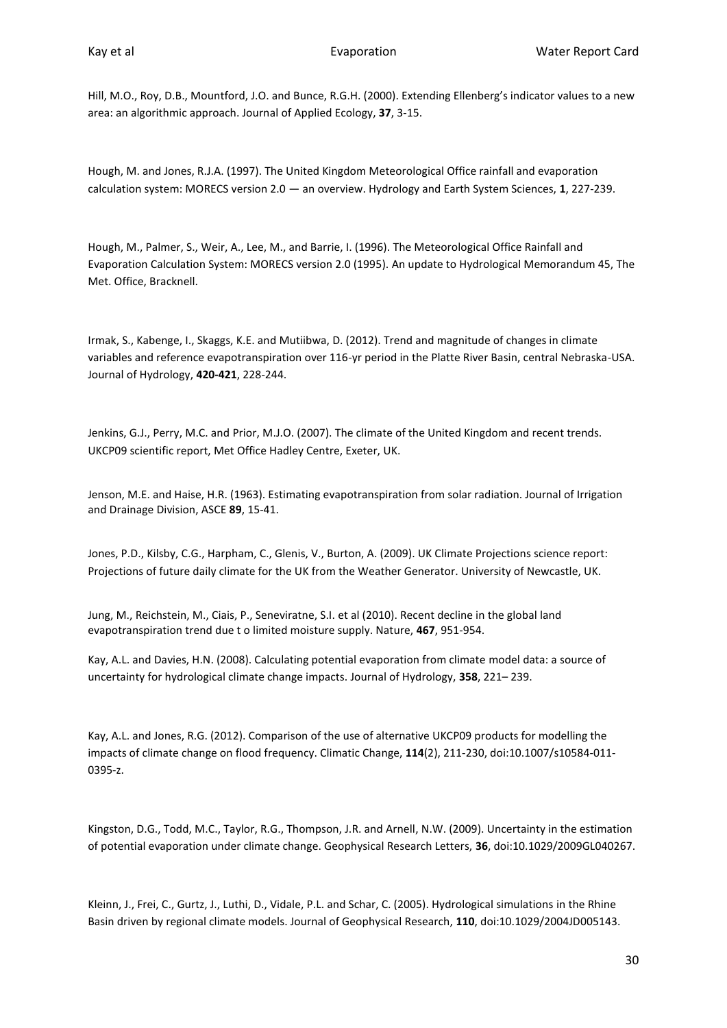Hill, M.O., Roy, D.B., Mountford, J.O. and Bunce, R.G.H. (2000). Extending Ellenberg's indicator values to a new area: an algorithmic approach. Journal of Applied Ecology, **37**, 3-15.

Hough, M. and Jones, R.J.A. (1997). The United Kingdom Meteorological Office rainfall and evaporation calculation system: MORECS version 2.0 — an overview. Hydrology and Earth System Sciences, **1**, 227-239.

Hough, M., Palmer, S., Weir, A., Lee, M., and Barrie, I. (1996). The Meteorological Office Rainfall and Evaporation Calculation System: MORECS version 2.0 (1995). An update to Hydrological Memorandum 45, The Met. Office, Bracknell.

Irmak, S., Kabenge, I., Skaggs, K.E. and Mutiibwa, D. (2012). Trend and magnitude of changes in climate variables and reference evapotranspiration over 116-yr period in the Platte River Basin, central Nebraska-USA. Journal of Hydrology, **420-421**, 228-244.

Jenkins, G.J., Perry, M.C. and Prior, M.J.O. (2007). The climate of the United Kingdom and recent trends. UKCP09 scientific report, Met Office Hadley Centre, Exeter, UK.

Jenson, M.E. and Haise, H.R. (1963). Estimating evapotranspiration from solar radiation. Journal of Irrigation and Drainage Division, ASCE **89**, 15-41.

Jones, P.D., Kilsby, C.G., Harpham, C., Glenis, V., Burton, A. (2009). UK Climate Projections science report: Projections of future daily climate for the UK from the Weather Generator. University of Newcastle, UK.

Jung, M., Reichstein, M., Ciais, P., Seneviratne, S.I. et al (2010). Recent decline in the global land evapotranspiration trend due t o limited moisture supply. Nature, **467**, 951-954.

Kay, A.L. and Davies, H.N. (2008). Calculating potential evaporation from climate model data: a source of uncertainty for hydrological climate change impacts. Journal of Hydrology, **358**, 221– 239.

Kay, A.L. and Jones, R.G. (2012). Comparison of the use of alternative UKCP09 products for modelling the impacts of climate change on flood frequency. Climatic Change, **114**(2), 211-230, doi:10.1007/s10584-011-0395-z.

Kingston, D.G., Todd, M.C., Taylor, R.G., Thompson, J.R. and Arnell, N.W. (2009). Uncertainty in the estimation of potential evaporation under climate change. Geophysical Research Letters, **36**, doi:10.1029/2009GL040267.

Kleinn, J., Frei, C., Gurtz, J., Luthi, D., Vidale, P.L. and Schar, C. (2005). Hydrological simulations in the Rhine Basin driven by regional climate models. Journal of Geophysical Research, **110**, doi:10.1029/2004JD005143.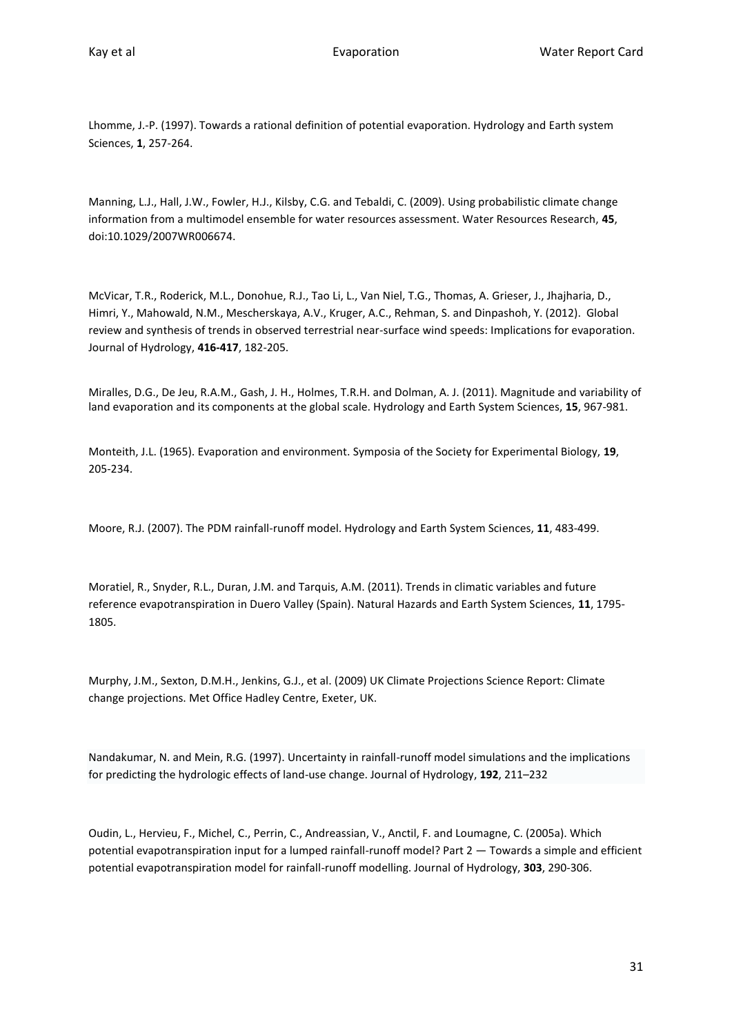Lhomme, J.-P. (1997). Towards a rational definition of potential evaporation. Hydrology and Earth system Sciences, **1**, 257-264.

Manning, L.J., Hall, J.W., Fowler, H.J., Kilsby, C.G. and Tebaldi, C. (2009). Using probabilistic climate change information from a multimodel ensemble for water resources assessment. Water Resources Research, **45**, doi:10.1029/2007WR006674.

McVicar, T.R., Roderick, M.L., Donohue, R.J., Tao Li, L., Van Niel, T.G., Thomas, A. Grieser, J., Jhajharia, D., Himri, Y., Mahowald, N.M., Mescherskaya, A.V., Kruger, A.C., Rehman, S. and Dinpashoh, Y. (2012). Global review and synthesis of trends in observed terrestrial near-surface wind speeds: Implications for evaporation. Journal of Hydrology, **416-417**, 182-205.

Miralles, D.G., De Jeu, R.A.M., Gash, J. H., Holmes, T.R.H. and Dolman, A. J. (2011). Magnitude and variability of land evaporation and its components at the global scale. Hydrology and Earth System Sciences, **15**, 967-981.

Monteith, J.L. (1965). Evaporation and environment. Symposia of the Society for Experimental Biology, **19**, 205-234.

Moore, R.J. (2007). The PDM rainfall-runoff model. Hydrology and Earth System Sciences, **11**, 483-499.

Moratiel, R., Snyder, R.L., Duran, J.M. and Tarquis, A.M. (2011). Trends in climatic variables and future reference evapotranspiration in Duero Valley (Spain). Natural Hazards and Earth System Sciences, **11**, 1795-1805.

Murphy, J.M., Sexton, D.M.H., Jenkins, G.J., et al. (2009) UK Climate Projections Science Report: Climate change projections. Met Office Hadley Centre, Exeter, UK.

Nandakumar, N. and Mein, R.G. (1997). Uncertainty in rainfall-runoff model simulations and the implications for predicting the hydrologic effects of land-use change. Journal of Hydrology, **192**, 211–232

Oudin, L., Hervieu, F., Michel, C., Perrin, C., Andreassian, V., Anctil, F. and Loumagne, C. (2005a). Which potential evapotranspiration input for a lumped rainfall-runoff model? Part 2 — Towards a simple and efficient potential evapotranspiration model for rainfall-runoff modelling. Journal of Hydrology, **303**, 290-306.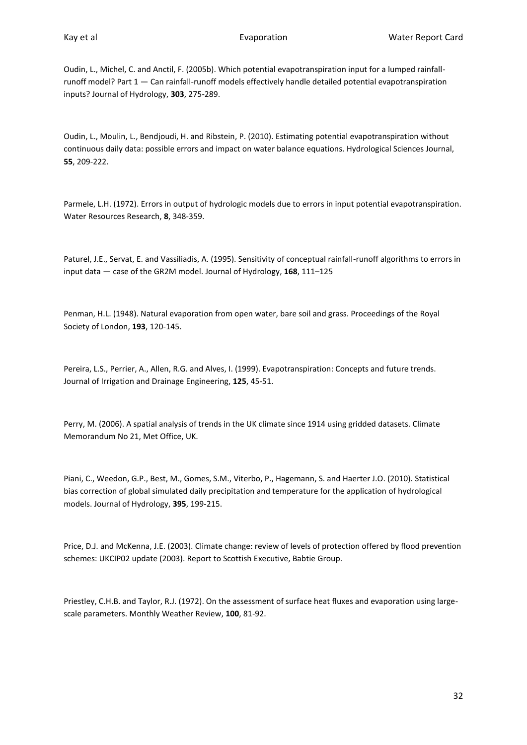Oudin, L., Michel, C. and Anctil, F. (2005b). Which potential evapotranspiration input for a lumped rainfall-runoff model? Part 1 — Can rainfall-runoff models effectively handle detailed potential evapotranspiration inputs? Journal of Hydrology, **303**, 275-289.

Oudin, L., Moulin, L., Bendjoudi, H. and Ribstein, P. (2010). Estimating potential evapotranspiration without continuous daily data: possible errors and impact on water balance equations. Hydrological Sciences Journal, **55**, 209-222.

Parmele, L.H. (1972). Errors in output of hydrologic models due to errors in input potential evapotranspiration. Water Resources Research, **8**, 348-359.

Paturel, J.E., Servat, E. and Vassiliadis, A. (1995). Sensitivity of conceptual rainfall-runoff algorithms to errors in input data — case of the GR2M model. Journal of Hydrology, **168**, 111–125

Penman, H.L. (1948). Natural evaporation from open water, bare soil and grass. Proceedings of the Royal Society of London, **193**, 120-145.

Pereira, L.S., Perrier, A., Allen, R.G. and Alves, I. (1999). Evapotranspiration: Concepts and future trends. Journal of Irrigation and Drainage Engineering, **125**, 45-51.

Perry, M. (2006). A spatial analysis of trends in the UK climate since 1914 using gridded datasets. Climate Memorandum No 21, Met Office, UK.

Piani, C., Weedon, G.P., Best, M., Gomes, S.M., Viterbo, P., Hagemann, S. and Haerter J.O. (2010). Statistical bias correction of global simulated daily precipitation and temperature for the application of hydrological models. Journal of Hydrology, **395**, 199-215.

Price, D.J. and McKenna, J.E. (2003). Climate change: review of levels of protection offered by flood prevention schemes: UKCIP02 update (2003). Report to Scottish Executive, Babtie Group.

Priestley, C.H.B. and Taylor, R.J. (1972). On the assessment of surface heat fluxes and evaporation using large-scale parameters. Monthly Weather Review, **100**, 81-92.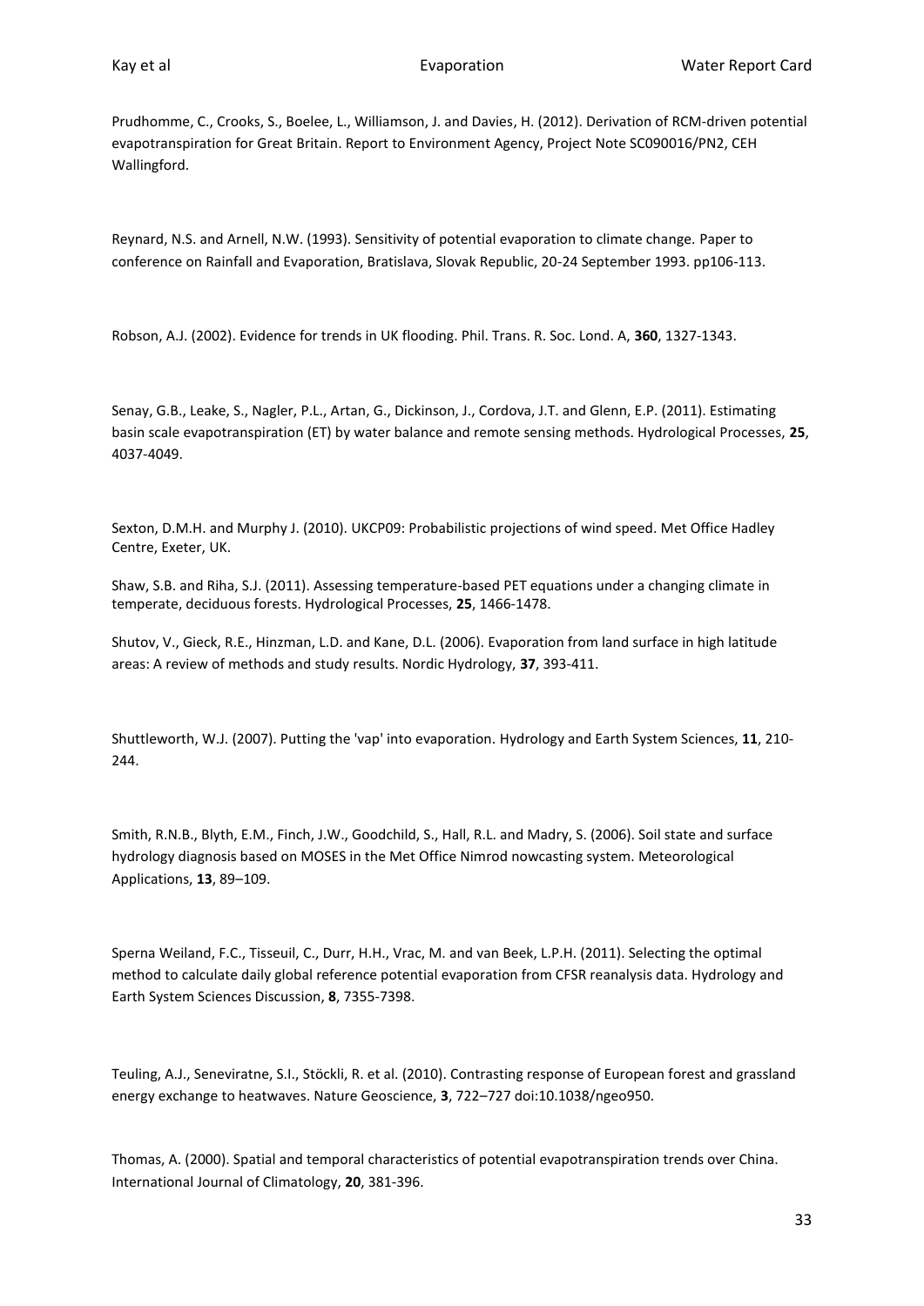Prudhomme, C., Crooks, S., Boelee, L., Williamson, J. and Davies, H. (2012). Derivation of RCM-driven potential evapotranspiration for Great Britain. Report to Environment Agency, Project Note SC090016/PN2, CEH Wallingford.

Reynard, N.S. and Arnell, N.W. (1993). Sensitivity of potential evaporation to climate change. Paper to conference on Rainfall and Evaporation, Bratislava, Slovak Republic, 20-24 September 1993. pp106-113.

Robson, A.J. (2002). Evidence for trends in UK flooding. Phil. Trans. R. Soc. Lond. A, **360**, 1327-1343.

Senay, G.B., Leake, S., Nagler, P.L., Artan, G., Dickinson, J., Cordova, J.T. and Glenn, E.P. (2011). Estimating basin scale evapotranspiration (ET) by water balance and remote sensing methods. Hydrological Processes, **25**, 4037-4049.

Sexton, D.M.H. and Murphy J. (2010). UKCP09: Probabilistic projections of wind speed. Met Office Hadley Centre, Exeter, UK.

Shaw, S.B. and Riha, S.J. (2011). Assessing temperature-based PET equations under a changing climate in temperate, deciduous forests. Hydrological Processes, **25**, 1466-1478.

Shutov, V., Gieck, R.E., Hinzman, L.D. and Kane, D.L. (2006). Evaporation from land surface in high latitude areas: A review of methods and study results. Nordic Hydrology, **37**, 393-411.

Shuttleworth, W.J. (2007). Putting the 'vap' into evaporation. Hydrology and Earth System Sciences, **11**, 210-244.

Smith, R.N.B., Blyth, E.M., Finch, J.W., Goodchild, S., Hall, R.L. and Madry, S. (2006). Soil state and surface hydrology diagnosis based on MOSES in the Met Office Nimrod nowcasting system. Meteorological Applications, **13**, 89–109.

Sperna Weiland, F.C., Tisseuil, C., Durr, H.H., Vrac, M. and van Beek, L.P.H. (2011). Selecting the optimal method to calculate daily global reference potential evaporation from CFSR reanalysis data. Hydrology and Earth System Sciences Discussion, **8**, 7355-7398.

Teuling, A.J., Seneviratne, S.I., Stöckli, R. et al. (2010). Contrasting response of European forest and grassland energy exchange to heatwaves. Nature Geoscience, **3**, 722–727 doi:10.1038/ngeo950.

Thomas, A. (2000). Spatial and temporal characteristics of potential evapotranspiration trends over China. International Journal of Climatology, **20**, 381-396.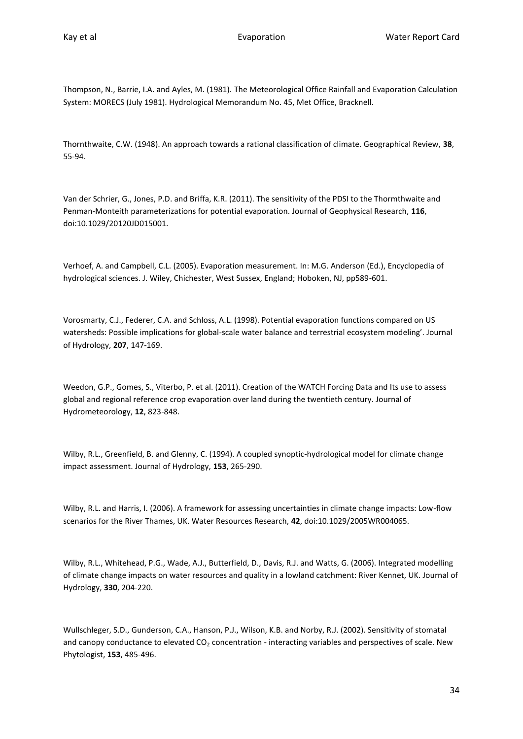Thompson, N., Barrie, I.A. and Ayles, M. (1981). The Meteorological Office Rainfall and Evaporation Calculation System: MORECS (July 1981). Hydrological Memorandum No. 45, Met Office, Bracknell.

Thornthwaite, C.W. (1948). An approach towards a rational classification of climate. Geographical Review, **38**, 55-94.

Van der Schrier, G., Jones, P.D. and Briffa, K.R. (2011). The sensitivity of the PDSI to the Thormthwaite and Penman-Monteith parameterizations for potential evaporation. Journal of Geophysical Research, **116**, doi:10.1029/20120JD015001.

Verhoef, A. and Campbell, C.L. (2005). Evaporation measurement. In: M.G. Anderson (Ed.), Encyclopedia of hydrological sciences. J. Wiley, Chichester, West Sussex, England; Hoboken, NJ, pp589-601.

Vorosmarty, C.J., Federer, C.A. and Schloss, A.L. (1998). Potential evaporation functions compared on US watersheds: Possible implications for global-scale water balance and terrestrial ecosystem modeling'. Journal of Hydrology, **207**, 147-169.

Weedon, G.P., Gomes, S., Viterbo, P. et al. (2011). Creation of the WATCH Forcing Data and Its use to assess global and regional reference crop evaporation over land during the twentieth century. Journal of Hydrometeorology, **12**, 823-848.

Wilby, R.L., Greenfield, B. and Glenny, C. (1994). A coupled synoptic-hydrological model for climate change impact assessment. Journal of Hydrology, **153**, 265-290.

Wilby, R.L. and Harris, I. (2006). A framework for assessing uncertainties in climate change impacts: Low-flow scenarios for the River Thames, UK. Water Resources Research, **42**, doi:10.1029/2005WR004065.

Wilby, R.L., Whitehead, P.G., Wade, A.J., Butterfield, D., Davis, R.J. and Watts, G. (2006). Integrated modelling of climate change impacts on water resources and quality in a lowland catchment: River Kennet, UK. Journal of Hydrology, **330**, 204-220.

Wullschleger, S.D., Gunderson, C.A., Hanson, P.J., Wilson, K.B. and Norby, R.J. (2002). Sensitivity of stomatal and canopy conductance to elevated $CO_2$ concentration - interacting variables and perspectives of scale. New Phytologist, **153**, 485-496.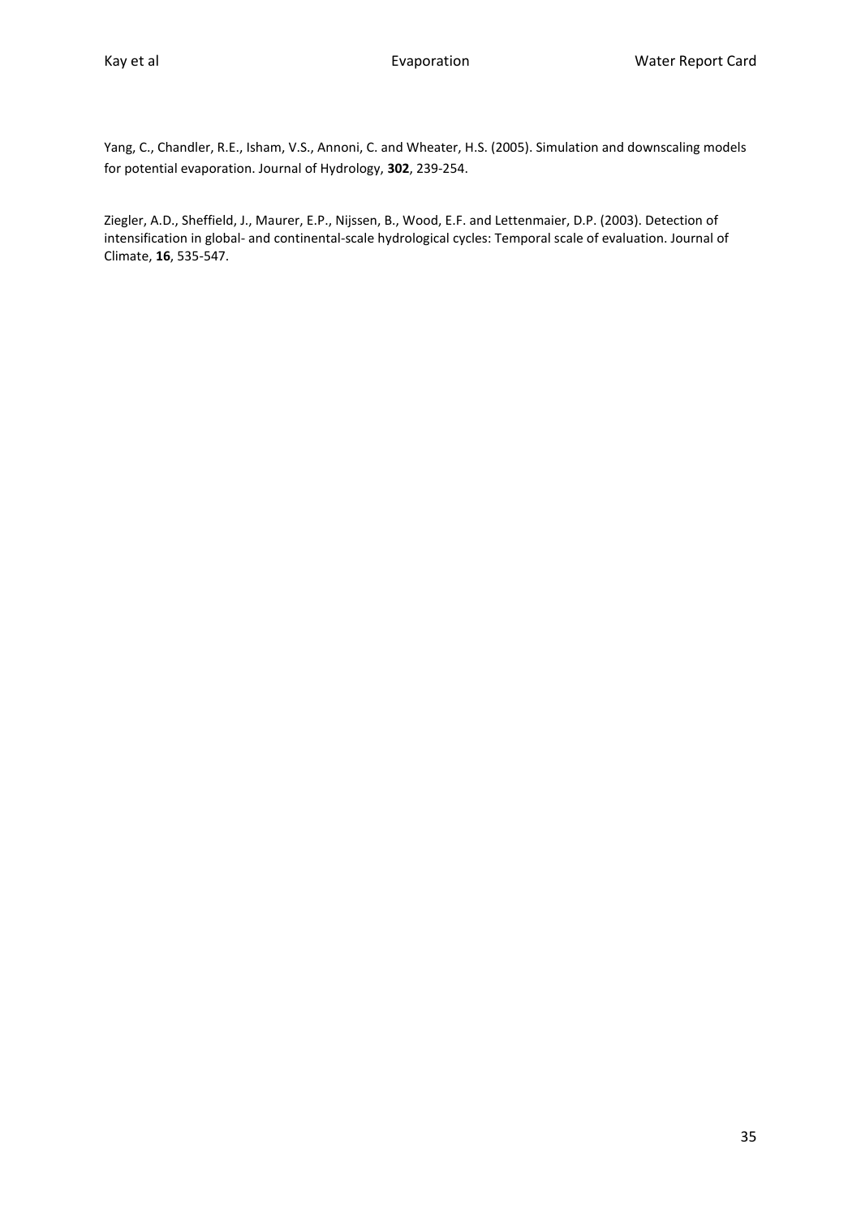Yang, C., Chandler, R.E., Isham, V.S., Annoni, C. and Wheater, H.S. (2005). Simulation and downscaling models for potential evaporation. Journal of Hydrology, **302**, 239-254.

Ziegler, A.D., Sheffield, J., Maurer, E.P., Nijssen, B., Wood, E.F. and Lettenmaier, D.P. (2003). Detection of intensification in global- and continental-scale hydrological cycles: Temporal scale of evaluation. Journal of Climate, **16**, 535-547.